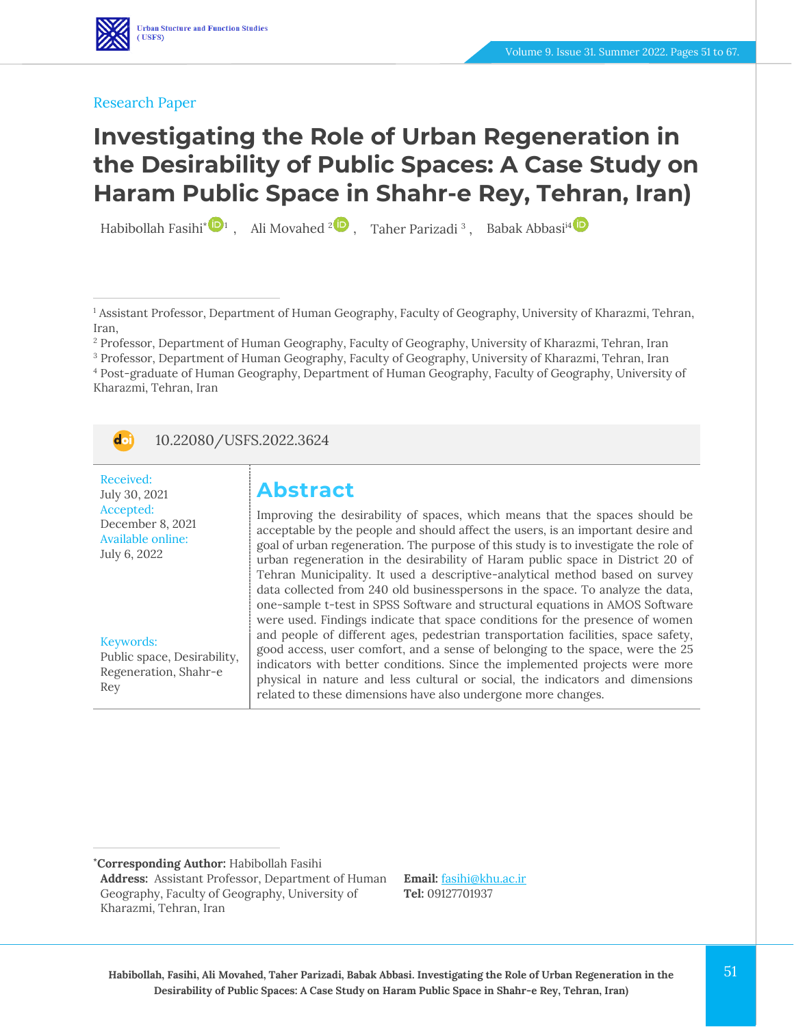Research Paper

# Investigating the Role of Urban Regeneration in the Desirability of Public Spaces: A Case Study on Haram Public Space in Shahr-e Rey, Tehran, Iran)

Habibollah Fasihi*[1] , Ali Movahed[2] , Taher Parizadi[3] , Babak Abbasi[4]

[1] Assistant Professor, Department of Human Geography, Faculty of Geography, University of Kharazmi, Tehran, Iran,
[2] Professor, Department of Human Geography, Faculty of Geography, University of Kharazmi, Tehran, Iran
[3] Professor, Department of Human Geography, Faculty of Geography, University of Kharazmi, Tehran, Iran
[4] Post-graduate of Human Geography, Department of Human Geography, Faculty of Geography, University of Kharazmi, Tehran, Iran

10.22080/USFS.2022.3624

Received: July 30, 2021
Accepted: December 8, 2021
Available online: July 6, 2022

Keywords: Public space, Desirability, Regeneration, Shahr-e Rey

## Abstract

Improving the desirability of spaces, which means that the spaces should be acceptable by the people and should affect the users, is an important desire and goal of urban regeneration. The purpose of this study is to investigate the role of urban regeneration in the desirability of Haram public space in District 20 of Tehran Municipality. It used a descriptive-analytical method based on survey data collected from 240 old businesspersons in the space. To analyze the data, one-sample t-test in SPSS Software and structural equations in AMOS Software were used. Findings indicate that space conditions for the presence of women and people of different ages, pedestrian transportation facilities, space safety, good access, user comfort, and a sense of belonging to the space, were the 25 indicators with better conditions. Since the implemented projects were more physical in nature and less cultural or social, the indicators and dimensions related to these dimensions have also undergone more changes.

*Corresponding Author: Habibollah Fasihi
Address: Assistant Professor, Department of Human Geography, Faculty of Geography, University of Kharazmi, Tehran, Iran
Email: fasihi@khu.ac.ir
Tel: 09127701937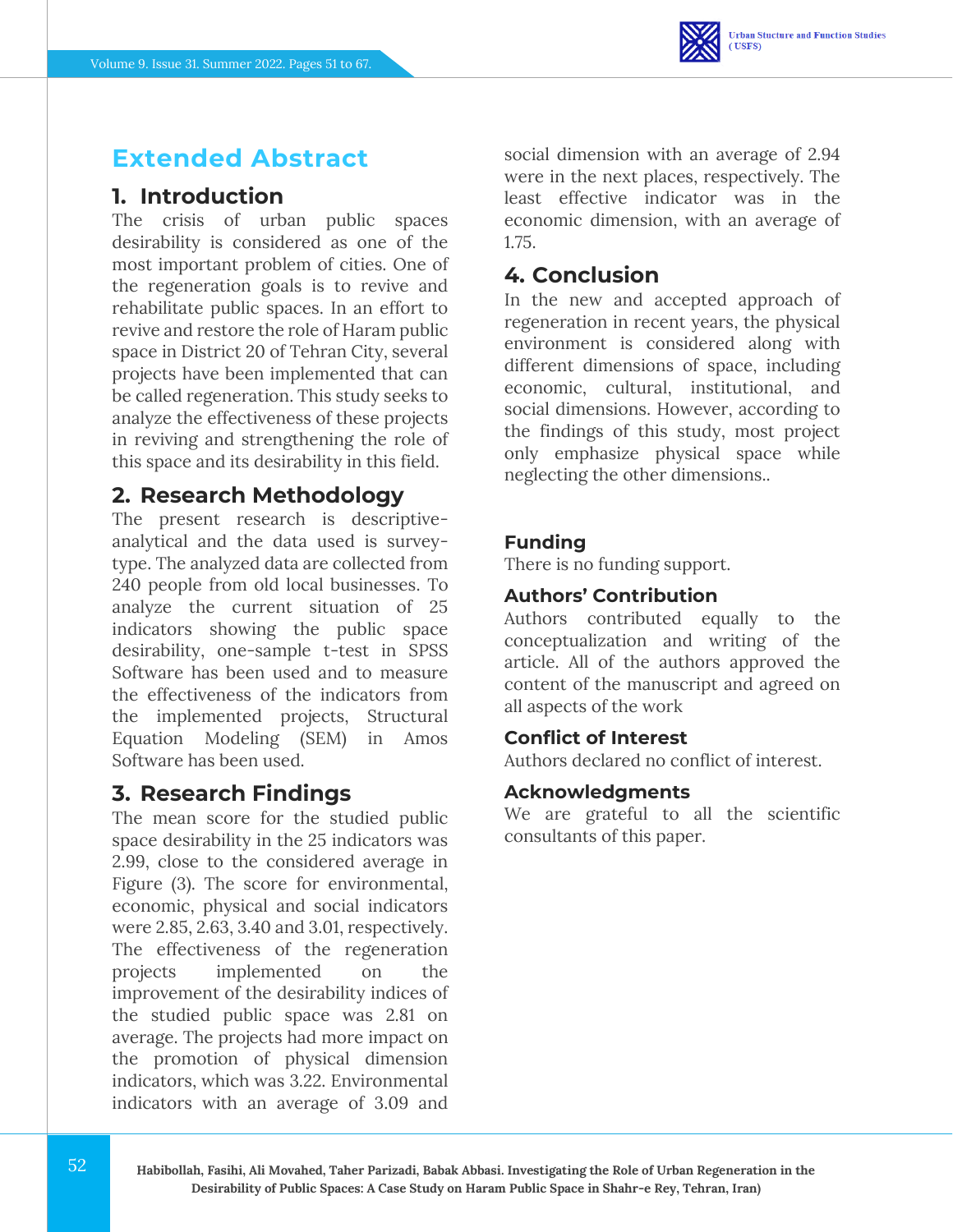## Extended Abstract

### 1. Introduction

The crisis of urban public spaces desirability is considered as one of the most important problem of cities. One of the regeneration goals is to revive and rehabilitate public spaces. In an effort to revive and restore the role of Haram public space in District 20 of Tehran City, several projects have been implemented that can be called regeneration. This study seeks to analyze the effectiveness of these projects in reviving and strengthening the role of this space and its desirability in this field.

### 2. Research Methodology

The present research is descriptive-analytical and the data used is survey-type. The analyzed data are collected from 240 people from old local businesses. To analyze the current situation of 25 indicators showing the public space desirability, one-sample t-test in SPSS Software has been used and to measure the effectiveness of the indicators from the implemented projects, Structural Equation Modeling (SEM) in Amos Software has been used.

### 3. Research Findings

The mean score for the studied public space desirability in the 25 indicators was 2.99, close to the considered average in Figure (3). The score for environmental, economic, physical and social indicators were 2.85, 2.63, 3.40 and 3.01, respectively. The effectiveness of the regeneration projects implemented on the improvement of the desirability indices of the studied public space was 2.81 on average. The projects had more impact on the promotion of physical dimension indicators, which was 3.22. Environmental indicators with an average of 3.09 and social dimension with an average of 2.94 were in the next places, respectively. The least effective indicator was in the economic dimension, with an average of 1.75.

### 4. Conclusion

In the new and accepted approach of regeneration in recent years, the physical environment is considered along with different dimensions of space, including economic, cultural, institutional, and social dimensions. However, according to the findings of this study, most project only emphasize physical space while neglecting the other dimensions..

#### Funding

There is no funding support.

#### Authors' Contribution

Authors contributed equally to the conceptualization and writing of the article. All of the authors approved the content of the manuscript and agreed on all aspects of the work

#### Conflict of Interest

Authors declared no conflict of interest.

#### Acknowledgments

We are grateful to all the scientific consultants of this paper.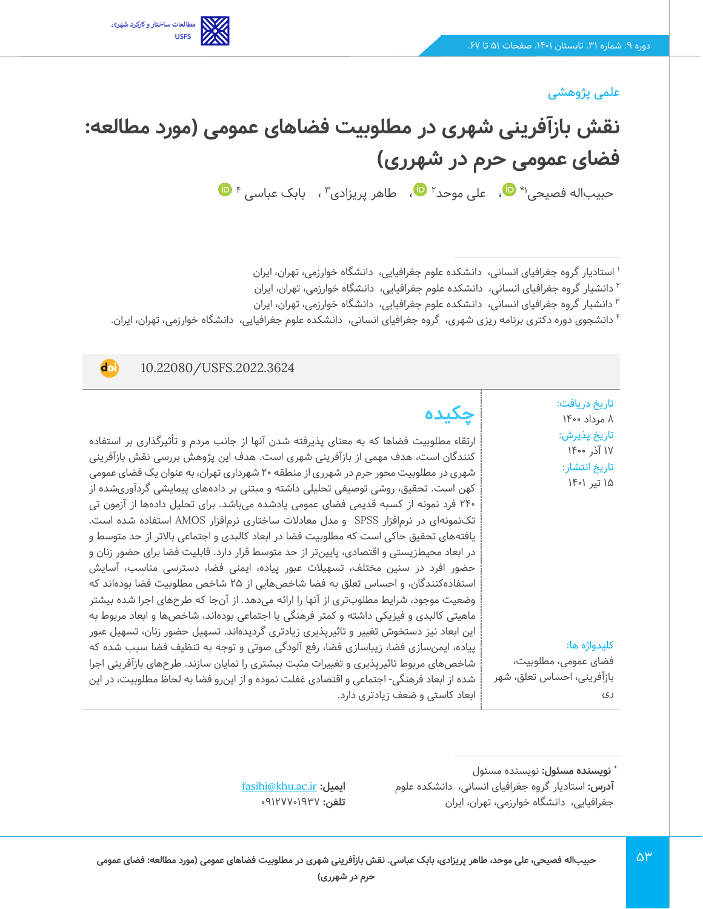علمی پژوهشی

# نقش بازآفرینی شهری در مطلوبیت فضاهای عمومی (مورد مطالعه: فضای عمومی حرم در شهرری)

حبیب‌اله فصیحی[۱*]، علی موحد[۲]، طاهر پریزادی[۳]، بابک عباسی[۴]

[۱] استادیار گروه جغرافیای انسانی، دانشکده علوم جغرافیایی، دانشگاه خوارزمی، تهران، ایران
[۲] دانشیار گروه جغرافیای انسانی، دانشکده علوم جغرافیایی، دانشگاه خوارزمی، تهران، ایران
[۳] دانشیار گروه جغرافیای انسانی، دانشکده علوم جغرافیایی، دانشگاه خوارزمی، تهران، ایران
[۴] دانشجوی دوره دکتری برنامه ریزی شهری، گروه جغرافیای انسانی، دانشکده علوم جغرافیایی، دانشگاه خوارزمی، تهران، ایران.

10.22080/USFS.2022.3624

تاریخ دریافت:
۸ مرداد ۱۴۰۰
تاریخ پذیرش:
۱۷ آذر ۱۴۰۰
تاریخ انتشار:
۱۵ تیر ۱۴۰۱

## چکیده

ارتقاء مطلوبیت فضاها که به معنای پذیرفته شدن آنها از جانب مردم و تأثیرگذاری بر استفاده کنندگان است، هدف مهمی از بازآفرینی شهری است. هدف این پژوهش بررسی نقش بازآفرینی شهری در مطلوبیت محور حرم در شهرری از منطقه ۲۰ شهرداری تهران، به عنوان یک فضای عمومی کهن است. تحقیق، روشی توصیفی تحلیلی داشته و مبتنی بر داده‌های پیمایشی گردآوری‌شده از ۲۴۰ فرد نمونه از کسبه قدیمی فضای عمومی یادشده می‌باشد. برای تحلیل داده‌ها از آزمون تی تک‌نمونه‌ای در نرم‌افزار SPSS و مدل معادلات ساختاری نرم‌افزار AMOS استفاده شده است. یافته‌های تحقیق حاکی است که مطلوبیت فضا در ابعاد کالبدی و اجتماعی بالاتر از حد متوسط و در ابعاد محیطزیستی و اقتصادی، پایین‌تر از حد متوسط قرار دارد. قابلیت فضا برای حضور زنان و حضور افرد در سنین مختلف، تسهیلات عبور پیاده، ایمنی فضا، دسترسی مناسب، آسایش استفاده‌کنندگان، و احساس تعلق به فضا شاخص‌هایی از ۲۵ شاخص مطلوبیت فضا بوده‌اند که وضعیت موجود، شرایط مطلوب‌تری از آنها را ارائه می‌دهد. از آن‌جا که طرح‌های اجرا شده بیشتر ماهیتی کالبدی و فیزیکی داشته و کمتر فرهنگی یا اجتماعی بوده‌اند، شاخص‌ها و ابعاد مربوط به این ابعاد نیز دستخوش تغییر و تاثیرپذیری زیادتری گردیده‌اند. تسهیل حضور زنان، تسهیل عبور پیاده، ایمن‌سازی فضا، زیباسازی فضا، رفع آلودگی صوتی و توجه به تنظیف فضا سبب شده که شاخص‌های مربوط تاثیرپذیری و تغییرات مثبت بیشتری را نمایان سازند. طرح‌های بازآفرینی اجرا شده از ابعاد فرهنگی- اجتماعی و اقتصادی غفلت نموده و از این‌رو فضا به لحاظ مطلوبیت، در این ابعاد کاستی و ضعف زیادتری دارد.

کلیدواژه ها:
فضای عمومی، مطلوبیت، بازآفرینی، احساس تعلق، شهر ری

* **نویسنده مسئول:** نویسنده مسئول
**آدرس:** استادیار گروه جغرافیای انسانی، دانشکده علوم جغرافیایی، دانشگاه خوارزمی، تهران، ایران
**ایمیل:** fasihi@khu.ac.ir
**تلفن:** ۰۹۱۲۷۷۰۱۹۳۷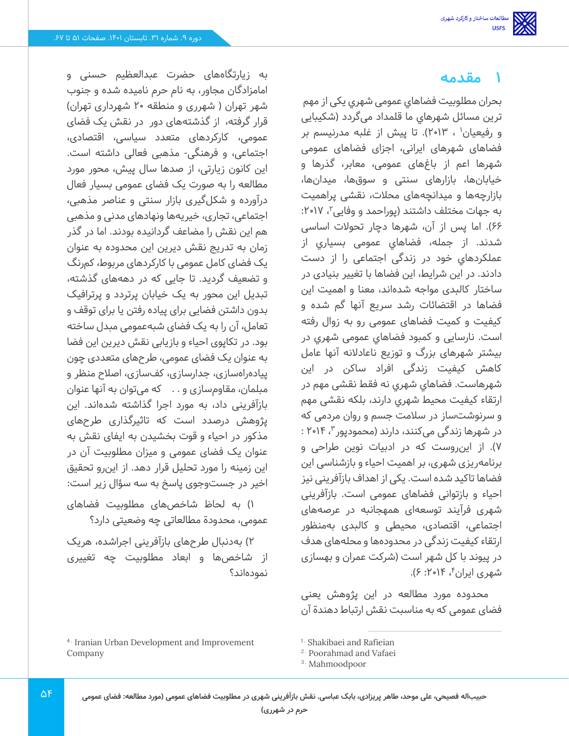## ۱ مقدمه

بحران مطلوبيت فضاهاي عمومي شهري يكي از مهم ترين مسائل شهرهاي ما قلمداد مي‌گردد (شکیبایی و رفیعیان[1] ، ۲۰۱۳). تا پیش از غلبه مدرنیسم بر فضاهای شهرهای ایرانی، اجزای فضاهای عمومی شهرها اعم از باغ‌های عمومی، معابر، گذرها و خیابان‌ها، بازارهای سنتی و سوق‌ها، میدان‌ها، بازارچه‌ها و میدانچه‌های محلات، نقشی پراهمیت به جهات مختلف داشتند (پوراحمد و وفایی[2]، ۲۰۱۷: ۶۶). اما پس از آن، شهرها دچار تحولات اساسی شدند. از جمله، فضاهاي عمومي بسياري از عملكردهاي خود در زندگي اجتماعی را از دست دادند. در این شرایط، این فضاها با تغییر بنیادی در ساختار کالبدی مواجه شده‌اند، معنا و اهمیت این فضاها در اقتضائات رشد سریع آنها گم شده و کیفیت و کمیت فضاهای عمومی رو به زوال رفته است. نارسايي و كمبود فضاهاي عمومي شهري در بيشتر شهرهاي بزرگ و توزيع ناعادلانه آنها عامل كاهش كيفيت زندگي افراد ساكن در اين شهرهاست. فضاهاي شهري نه فقط نقشي مهم در ارتقاء كيفيت محيط شهري دارند، بلكه نقشي مهم و سرنوشت‌ساز در سلامت جسم و روان مردمي كه در شهرها زندگي مي‌كنند، دارند (محمودپور[3]، ۲۰۱۴ : ۷). از این‌روست که در ادبیات نوین طراحی و برنامه‌ریزی شهری، بر اهمیت احیاء و بازشناسی این فضاها تاکید شده است. یکی از اهداف بازآفرینی نیز احیاء و بازتوانی فضاهای عمومی است. بازآفرینی شهری فرآیند توسعه‌ای همه‌جانبه در عرصه‌های اجتماعی، اقتصادی، محیطی و کالبدی به‌منظور ارتقاء کیفیت زندگی در محدوده‌ها و محله‌های هدف در پیوند با کل شهر است (شرکت عمران و بهسازی شهری ایران[4]، ۲۰۱۴: ۶).

محدوده مورد مطالعه در این پژوهش یعنی فضای عمومی که به مناسبت نقش ارتباط دهندۀ آن به زیارتگاه‌های حضرت عبدالعظیم حسنی و امامزادگان مجاور، به نام حرم نامیده شده و جنوب شهر تهران ( شهرری و منطقه ۲۰ شهرداری تهران) قرار گرفته، از گذشته‌های دور در نقش یک فضای عمومی، کارکردهای متعدد سیاسی، اقتصادی، اجتماعی، و فرهنگی- مذهبی فعالی داشته است. این کانون زیارتی، از صدها سال پیش، محور مورد مطالعه را به صورت یک فضای عمومی بسیار فعال درآورده و شکل‌گیری بازار سنتی و عناصر مذهبی، اجتماعی، تجاری، خیریه‌ها ونهادهای مدنی و مذهبی هم این نقش را مضاعف گردانیده بودند. اما در گذر زمان به تدریج نقش دیرین این محدوده به عنوان یک فضای کامل عمومی با کارکردهای مربوط، کم‌رنگ و تضعیف گردید. تا جایی که در دهه‌های گذشته، تبدیل این محور به یک خیابان پرتردد و پرترافیک بدون داشتن فضایی برای پیاده رفتن یا برای توقف و تعامل، آن را به یک فضای شبه‌عمومی مبدل ساخته بود. در تکاپوی احیاء و بازیابی نقش دیرین این فضا به عنوان یک فضای عمومی، طرح‌های متعددی چون پیاده‌راه‌سازی، جدارسازی، کف‌سازی، اصلاح منظر و مبلمان، مقاوم‌سازی و . . . که می‌توان به آنها عنوان بازآفرینی داد، به مورد اجرا گذاشته شده‌اند. این پژوهش درصدد است که تاثیرگذاری طرح‌های مذکور در احیاء و قوت بخشیدن به ایفای نقش به عنوان یک فضای عمومی و میزان مطلوبیت آن در این زمینه را مورد تحلیل قرار دهد. از این‌رو تحقیق اخیر در جست‌وجوی پاسخ به سه سؤال زیر است:

۱) به لحاظ شاخص‌های مطلوبیت فضاهای عمومی، محدودۀ مطالعاتی چه وضعیتی دارد؟

۲) به‌دنبال طرح‌های بازآفرینی اجراشده، هریک از شاخص‌ها و ابعاد مطلوبیت چه تغییری نموده‌اند؟

---

[1] Shakibaei and Rafieian
[2] Poorahmad and Vafaei
[3] Mahmoodpoor
[4] Iranian Urban Development and Improvement Company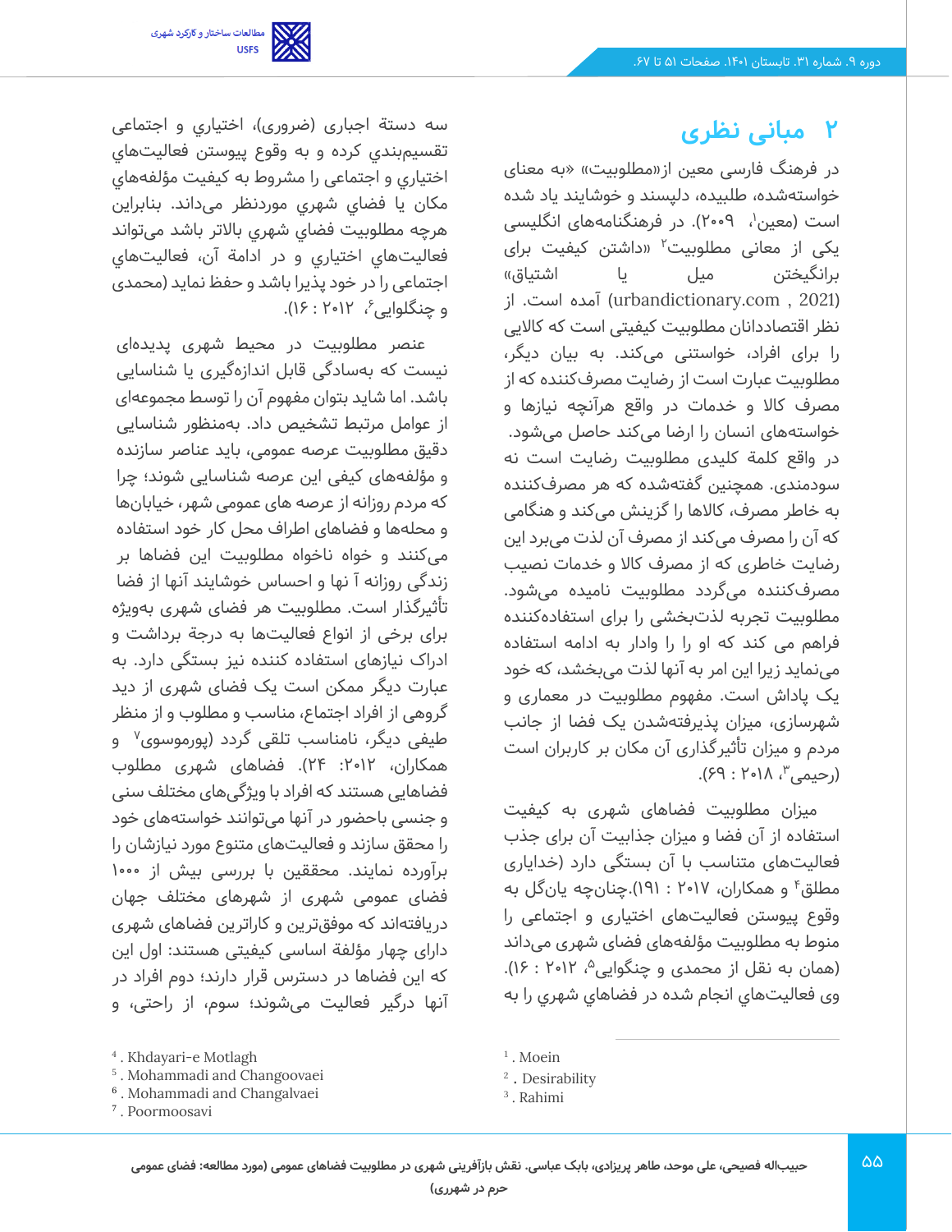## ۲ مبانی نظری

در فرهنگ فارسی معین از«مطلوبیت» «به معنای خواسته‌شده، طلبیده، دلپسند و خوشایند یاد شده است (معین[1]، ۲۰۰۹). در فرهنگنامه‌های انگلیسی یکی از معانی مطلوبیت[2] «داشتن کیفیت برای برانگیختن میل یا اشتیاق» (urbandictionary.com , 2021) آمده است. از نظر اقتصاددانان مطلوبیت کیفیتی است که کالایی را برای افراد، خواستنی می‌کند. به بیان دیگر، مطلوبیت عبارت است از رضایت مصرف‌کننده که از مصرف کالا و خدمات در واقع هرآنچه نیازها و خواسته‌های انسان را ارضا می‌کند حاصل می‌شود. در واقع کلمۀ کلیدی مطلوبیت رضایت است نه سودمندی. همچنین گفته‌شده که هر مصرف‌کننده به خاطر مصرف، کالاها را گزینش می‌کند و هنگامی که آن را مصرف می‌کند از مصرف آن لذت می‌برد این رضایت خاطری که از مصرف کالا و خدمات نصیب مصرف‌کننده می‌گردد مطلوبیت نامیده می‌شود. مطلوبیت تجربه لذت‌بخشی را برای استفاده‌کننده فراهم می کند که او را وادار به ادامه استفاده می‌نماید زیرا این امر به آنها لذت می‌بخشد، که خود یک پاداش است. مفهوم مطلوبیت در معماری و شهرسازی، میزان پذیرفته‌شدن یک فضا از جانب مردم و میزان تأثیرگذاری آن مکان بر کاربران است (رحیمی[3]، ۲۰۱۸ : ۶۹).

میزان مطلوبیت فضاهای شهری به کیفیت استفاده از آن فضا و میزان جذابیت آن برای جذب فعالیت‌های متناسب با آن بستگی دارد (خدایاری مطلق[4] و همکاران، ۲۰۱۷ : ۱۹۱).چنانچه یان‌گل به وقوع پیوستن فعالیت‌های اختیاری و اجتماعی را منوط به مطلوبیت مؤلفه‌های فضای شهری می‌داند (همان به نقل از محمدی و چنگوایی[5]، ۲۰۱۲ : ۱۶). وی فعاليت‌هاي انجام شده در فضاهاي شهري را به سه دستۀ اجباری (ضروری)، اختياري و اجتماعی تقسيم‌بندي کرده و به وقوع پيوستن فعاليت‌هاي اختياري و اجتماعی را مشروط به کيفيت مؤلفه‌هاي مکان يا فضاي شهري موردنظر می‌داند. بنابراين هرچه مطلوبيت فضاي شهري بالاتر باشد می‌تواند فعاليت‌هاي اختياري و در ادامۀ آن، فعاليت‌هاي اجتماعی را در خود پذيرا باشد و حفظ نمايد (محمدی و چنگلوایی[6]، ۲۰۱۲ : ۱۶).

عنصر مطلوبیت در محیط شهری پدیده‌ای نیست که به‌سادگی قابل اندازه‌گیری یا شناسایی باشد. اما شاید بتوان مفهوم آن را توسط مجموعه‌ای از عوامل مرتبط تشخیص داد. به‌منظور شناسایی دقیق مطلوبیت عرصه عمومی، باید عناصر سازنده و مؤلفه‌های کیفی این عرصه شناسایی شوند؛ چرا که مردم روزانه از عرصه های عمومی شهر، خیابان‌ها و محله‌ها و فضاهای اطراف محل کار خود استفاده می‌کنند و خواه ناخواه مطلوبیت این فضاها بر زندگی روزانه آ نها و احساس خوشایند آنها از فضا تأثیرگذار است. مطلوبیت هر فضای شهری به‌ویژه برای برخی از انواع فعالیت‌ها به درجۀ برداشت و ادراک نیازهای استفاده کننده نیز بستگی دارد. به عبارت دیگر ممکن است یک فضای شهری از دید گروهی از افراد اجتماع، مناسب و مطلوب و از منظر طیفی دیگر، نامناسب تلقی گردد (پورموسوی[7] و همکاران، ۲۰۱۲: ۲۴). فضاهای شهری مطلوب فضاهایی هستند که افراد با ویژگی‌های مختلف سنی و جنسی باحضور در آنها می‌توانند خواسته‌های خود را محقق سازند و فعالیت‌های متنوع مورد نیازشان را برآورده نمایند. محققین با بررسی بیش از ۱۰۰۰ فضای عمومی شهری از شهرهای مختلف جهان دریافته‌اند که موفق‌ترین و کاراترین فضاهای شهری دارای چهار مؤلفۀ اساسی کیفیتی هستند: اول این که این فضاها در دسترس قرار دارند؛ دوم افراد در آنها درگیر فعالیت می‌شوند؛ سوم، از راحتی، و

[1]. Moein
[2]. Desirability
[3]. Rahimi
[4]. Khdayari-e Motlagh
[5]. Mohammadi and Changoovaei
[6]. Mohammadi and Changalvaei
[7]. Poormoosavi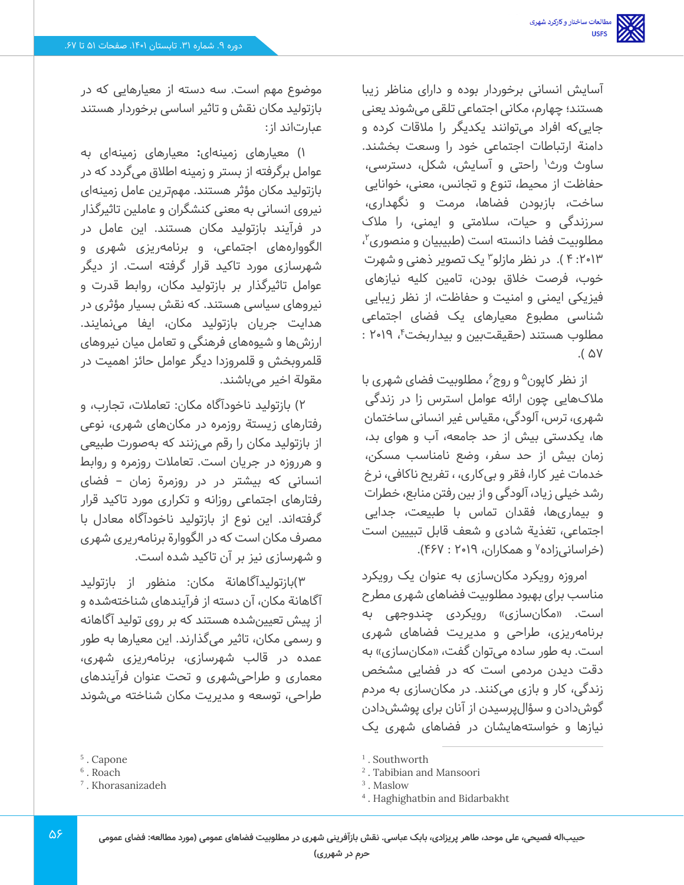آسایش انسانی برخوردار بوده و دارای مناظر زیبا هستند؛ چهارم، مکانی اجتماعی تلقی می‌شوند یعنی جایی‌که افراد می‌توانند یکدیگر را ملاقات کرده و دامنهٔ ارتباطات اجتماعی خود را وسعت بخشند. ساوث ورث[1] راحتی و آسایش، شکل، دسترسی، حفاظت از محیط، تنوع و تجانس، معنی، خوانایی ساخت، بازبودن فضاها، مرمت و نگهداری، سرزندگی و حیات، سلامتی و ایمنی، را ملاک مطلوبیت فضا دانسته است (طبیبیان و منصوری[2]، ۲۰۱۳: ۴ ). در نظر مازلو[3] یک تصویر ذهنی و شهرت خوب، فرصت خلاق بودن، تامین کلیه نیازهای فیزیکی ایمنی و امنیت و حفاظت، از نظر زیبایی شناسی مطبوع معیارهای یک فضای اجتماعی مطلوب هستند (حقیقت‌بین و بیداربخت[4]، ۲۰۱۹ : ۵۷ ).

از نظر کاپون[5] و روچ[6]، مطلوبیت فضای شهری با ملاک‌هایی چون ارائه عوامل استرس زا در زندگی شهری، ترس، آلودگی، مقیاس غیر انسانی ساختمان ها، یکدستی بیش از حد جامعه، آب و هوای بد، زمان بیش از حد سفر، وضع نامناسب مسکن، خدمات غیر کارا، فقر و بی‌کاری، ، تفریح ناکافی، نرخ رشد خیلی زیاد، آلودگی و از بین رفتن منابع، خطرات و بیماری‌ها، فقدان تماس با طبیعت، جدایی اجتماعی، تغذیهٔ شادی و شعف قابل تبیین است (خراسانی‌زاده[7] و همکاران، ۲۰۱۹ : ۴۶۷).

امروزه رویکرد مکان‌سازی به عنوان یک رویکرد مناسب برای بهبود مطلوبیت فضاهای شهری مطرح است. «مکان‌سازی» رویکردی چندوجهی به برنامه‌ریزی، طراحی و مدیریت فضاهای شهری است. به طور ساده می‌توان گفت، «مکان‌سازی» به دقت دیدن مردمی است که در فضایی مشخص زندگی، کار و بازی می‌کنند. در مکان‌سازی به مردم گوش‌دادن و سؤال‌پرسیدن از آنان برای پوشش‌دادن نیازها و خواسته‌هایشان در فضاهای شهری یک موضوع مهم است. سه دسته از معیارهایی که در بازتولید مکان نقش و تاثیر اساسی برخوردار هستند عبارت‌اند از:

۱) معیارهای زمینه‌ای: **معیارهای زمینه‌ای** به عوامل برگرفته از بستر و زمینه اطلاق می‌گردد که در بازتولید مکان مؤثر هستند. مهم‌ترین عامل زمینه‌ای نیروی انسانی به معنی کنشگران و عاملین تاثیرگذار در فرآیند بازتولید مکان هستند. این عامل در الگوواره‌های اجتماعی، و برنامه‌ریزی شهری و شهرسازی مورد تاکید قرار گرفته است. از دیگر عوامل تاثیرگذار بر بازتولید مکان، روابط قدرت و نیروهای سیاسی هستند. که نقش بسیار مؤثری در هدایت جریان بازتولید مکان، ایفا می‌نمایند. ارزش‌ها و شیوه‌های فرهنگی و تعامل میان نیروهای قلمروبخش و قلمروزدا دیگر عوامل حائز اهمیت در مقولهٔ اخیر می‌باشند.

۲) بازتولید ناخودآگاه مکان: تعاملات، تجارب، و رفتارهای زیستهٔ روزمره در مکان‌های شهری، نوعی از بازتولید مکان را رقم می‌زنند که به‌صورت طبیعی و هرروزه در جریان است. تعاملات روزمره و روابط انسانی که بیشتر در روزمرهٔ زمان – فضای رفتارهای اجتماعی روزانه و تکراری مورد تاکید قرار گرفته‌اند. این نوع از بازتولید ناخودآگاه معادل با مصرف مکان است که در الگووارهٔ برنامه‌ریزی شهری و شهرسازی نیز بر آن تاکید شده است.

۳)بازتولیدآگاهانهٔ مکان: منظور از بازتولید آگاهانهٔ مکان، آن دسته از فرآیندهای شناخته‌شده و از پیش تعیین‌شده هستند که بر روی تولید آگاهانه و رسمی مکان، تاثیر می‌گذارند. این معیارها به طور عمده در قالب شهرسازی، برنامه‌ریزی شهری، معماری و طراحی‌شهری و تحت عنوان فرآیندهای طراحی، توسعه و مدیریت مکان شناخته می‌شوند

---

[1]. Southworth
[2]. Tabibian and Mansoori
[3]. Maslow
[4]. Haghighatbin and Bidarbakht
[5]. Capone
[6]. Roach
[7]. Khorasanizadeh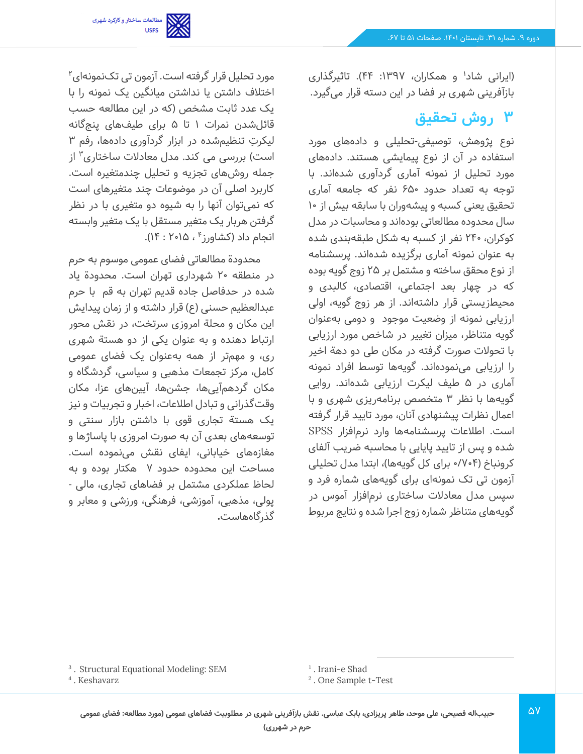(ایرانی شاد[1] و همکاران، ۱۳۹۷: ۴۴). تاثیرگذاری بازآفرینی شهری بر فضا در این دسته قرار می‌گیرد.

## ۳ روش تحقیق

نوع پژوهش، توصیفی-تحلیلی و داده‌های مورد استفاده در آن از نوع پیمایشی هستند. داده‌های مورد تحلیل از نمونه آماری گردآوری شده‌اند. با توجه به تعداد حدود ۶۵۰ نفر که جامعه آماری تحقیق یعنی کسبه و پیشه‌وران با سابقه بیش از ۱۰ سال محدوده مطالعاتی بوده‌اند و محاسبات در مدل کوکران، ۲۴۰ نفر از کسبه به شکل طبقه‌بندی شده به عنوان نمونه آماری برگزیده شده‌اند. پرسشنامه از نوع محقق ساخته و مشتمل بر ۲۵ زوج گویه بوده که در چهار بعد اجتماعی، اقتصادی، کالبدی و محیط‌زیستی قرار داشته‌اند. از هر زوج گویه، اولی ارزیابی نمونه از وضعیت موجود و دومی به‌عنوان گویه متناظر، میزان تغییر در شاخص مورد ارزیابی با تحولات صورت گرفته در مکان طی دو دهة اخیر را ارزیابی می‌نموده‌اند. گویه‌ها توسط افراد نمونه آماری در ۵ طیف لیکرت ارزیابی شده‌اند. روایی گویه‌ها با نظر ۳ متخصص برنامه‌ریزی شهری و با اعمال نظرات پیشنهادی آنان، مورد تایید قرار گرفته است. اطلاعات پرسشنامه‌ها وارد نرم‌افزار SPSS شده و پس از تایید پایایی با محاسبه ضریب آلفای کرونباخ (۰/۷۰۴ برای کل گویه‌ها)، ابتدا مدل تحلیلی آزمون تی تک نمونه‌ای برای گویه‌های شماره فرد و سپس مدل معادلات ساختاری نرم‌افزار آموس در گویه‌های متناظر شماره زوج اجرا شده و نتایج مربوط مورد تحلیل قرار گرفته است. آزمون تی تک‌نمونه‌ای[2] اختلاف داشتن یا نداشتن میانگین یک نمونه را با یک عدد ثابت مشخص (که در این مطالعه حسب قائل‌شدن نمرات ۱ تا ۵ برای طیف‌های پنج‌گانه لیکرتِ تنظیم‌شده در ابزار گردآوری داده‌ها، رقم ۳ است) بررسی می کند. مدل معادلات ساختاری[3] از جمله روش‌های تجزیه و تحلیل چندمتغیره است. کاربرد اصلی آن در موضوعات چند متغیرهای است که نمی‌توان آنها را به شیوه دو متغیری با در نظر گرفتن هربار یک متغیر مستقل با یک متغیر وابسته انجام داد (کشاورز[4] ، ۲۰۱۵ : ۱۴).

محدودة مطالعاتی فضای عمومی موسوم به حرم در منطقه ۲۰ شهرداری تهران است. محدودة یاد شده در حدفاصل جاده قدیم تهران به قم با حرم عبدالعظیم حسنی (ع) قرار داشته و از زمان پیدایش این مکان و محلة امروزی سرتخت، در نقش محور ارتباط دهنده و به عنوان یکی از دو هستة شهری ری، و مهمتر از همه به‌عنوان یک فضای عمومی کامل، مرکز تجمعات مذهبی و سیاسی، گردشگاه و مکان گردهم‌آیی‌ها، جشن‌ها، آیین‌های عزا، مکان وقت‌گذرانی و تبادل اطلاعات، اخبار و تجربیات و نیز یک هستة تجاری قوی با داشتن بازار سنتی و توسعه‌های بعدی آن به صورت امروزی با پاساژها و مغازه‌های خیابانی، ایفای نقش می‌نموده است. مساحت این محدوده حدود ۷ هکتار بوده و به لحاظ عملکردی مشتمل بر فضاهای تجاری، مالی - پولی، مذهبی، آموزشی، فرهنگی، ورزشی و معابر و گذرگاه‌هاست.

---

1. Irani-e Shad
2. One Sample t-Test
3. Structural Equational Modeling: SEM
4. Keshavarz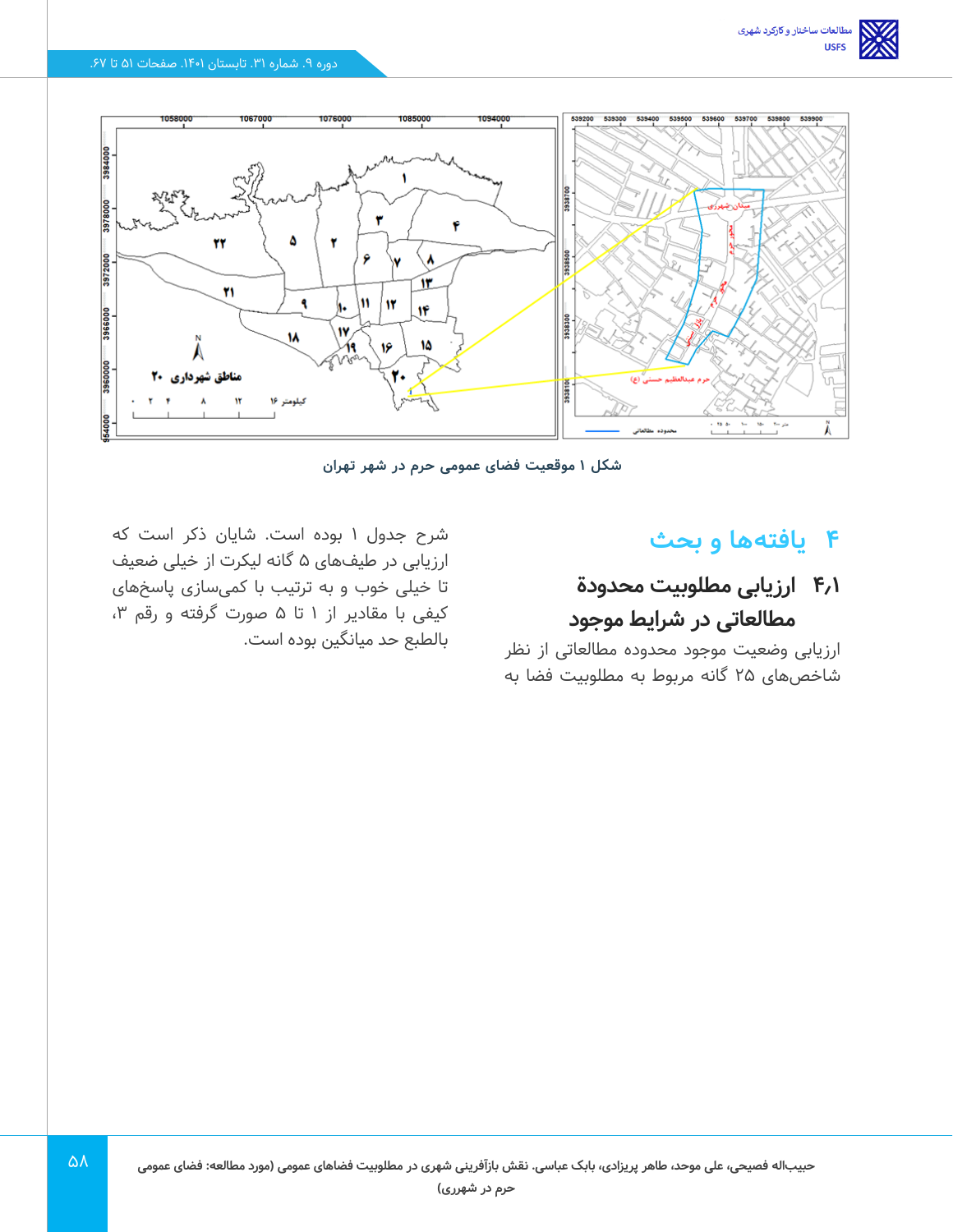شکل ۱ موقعیت فضای عمومی حرم در شهر تهران

# ۴ یافته‌ها و بحث

## ۴،۱ ارزیابی مطلوبیت محدودة مطالعاتی در شرایط موجود

ارزیابی وضعیت موجود محدوده مطالعاتی از نظر شاخص‌های ۲۵ گانه مربوط به مطلوبیت فضا به شرح جدول ۱ بوده است. شایان ذکر است که ارزیابی در طیف‌های ۵ گانه لیکرت از خیلی ضعیف تا خیلی خوب و به ترتیب با کمی‌سازی پاسخ‌های کیفی با مقادیر از ۱ تا ۵ صورت گرفته و رقم ۳، بالطبع حد میانگین بوده است.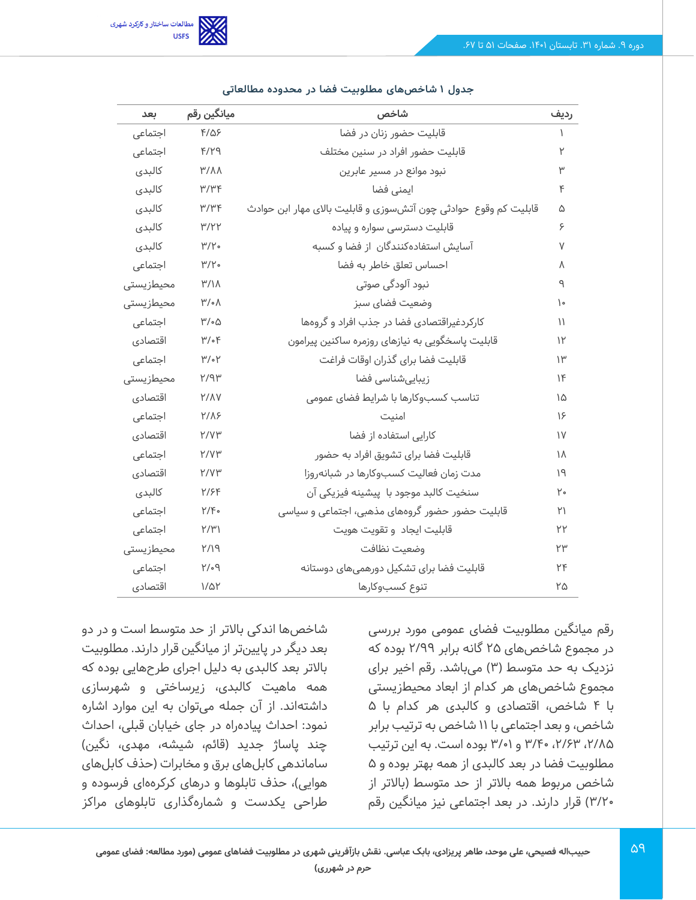**جدول ۱ شاخص‌های مطلوبیت فضا در محدوده مطالعاتی**

| ردیف | شاخص | میانگین رقم | بعد |
|---|---|---|---|
| ۱ | قابلیت حضور زنان در فضا | ۴/۵۶ | اجتماعی |
| ۲ | قابلیت حضور افراد در سنین مختلف | ۴/۲۹ | اجتماعی |
| ۳ | نبود موانع در مسیر عابرین | ۳/۸۸ | کالبدی |
| ۴ | ایمنی فضا | ۳/۳۴ | کالبدی |
| ۵ | قابلیت کم وقوع حوادثی چون آتش‌سوزی و قابلیت بالای مهار ابن حوادث | ۳/۳۴ | کالبدی |
| ۶ | قابلیت دسترسی سواره و پیاده | ۳/۲۲ | کالبدی |
| ۷ | آسایش استفاده‌کنندگان از فضا و کسبه | ۳/۲۰ | کالبدی |
| ۸ | احساس تعلق خاطر به فضا | ۳/۲۰ | اجتماعی |
| ۹ | نبود آلودگی صوتی | ۳/۱۸ | محیطزیستی |
| ۱۰ | وضعیت فضای سبز | ۳/۰۸ | محیطزیستی |
| ۱۱ | کارکردغیراقتصادی فضا در جذب افراد و گروه‌ها | ۳/۰۵ | اجتماعی |
| ۱۲ | قابلیت پاسخگویی به نیازهای روزمره ساکنین پیرامون | ۳/۰۴ | اقتصادی |
| ۱۳ | قابلیت فضا برای گذران اوقات فراغت | ۳/۰۲ | اجتماعی |
| ۱۴ | زیبایی‌شناسی فضا | ۲/۹۳ | محیطزیستی |
| ۱۵ | تناسب کسب‌وکارها با شرایط فضای عمومی | ۲/۸۷ | اقتصادی |
| ۱۶ | امنیت | ۲/۸۶ | اجتماعی |
| ۱۷ | کارایی استفاده از فضا | ۲/۷۳ | اقتصادی |
| ۱۸ | قابلیت فضا برای تشویق افراد به حضور | ۲/۷۳ | اجتماعی |
| ۱۹ | مدت زمان فعالیت کسب‌وکارها در شبانه‌روزا | ۲/۷۳ | اقتصادی |
| ۲۰ | سنخیت کالبد موجود با پیشینه فیزیکی آن | ۲/۶۴ | کالبدی |
| ۲۱ | قابلیت حضور حضور گروه‌های مذهبی، اجتماعی و سیاسی | ۲/۴۰ | اجتماعی |
| ۲۲ | قابلیت ایجاد و تقویت هویت | ۲/۳۱ | اجتماعی |
| ۲۳ | وضعیت نظافت | ۲/۱۹ | محیطزیستی |
| ۲۴ | قابلیت فضا برای تشکیل دورهمی‌های دوستانه | ۲/۰۹ | اجتماعی |
| ۲۵ | تنوع کسب‌وکارها | ۱/۵۲ | اقتصادی |

رقم میانگین مطلوبیت فضای عمومی مورد بررسی در مجموع شاخص‌های ۲۵ گانه برابر ۲/۹۹ بوده که نزدیک به حد متوسط (۳) می‌باشد. رقم اخیر برای مجموع شاخص‌های هر کدام از ابعاد محیطزیستی با ۴ شاخص، اقتصادی و کالبدی هر کدام با ۵ شاخص، و بعد اجتماعی با ۱۱ شاخص به ترتیب برابر ۲/۸۵، ۲/۶۳، ۳/۴۰ و ۳/۰۱ بوده است. به این ترتیب مطلوبیت فضا در بعد کالبدی از همه بهتر بوده و ۵ شاخص مربوط همه بالاتر از حد متوسط (بالاتر از ۳/۲۰) قرار دارند. در بعد اجتماعی نیز میانگین رقم شاخص‌ها اندکی بالاتر از حد متوسط است و در دو بعد دیگر در پایین‌تر از میانگین قرار دارند. مطلوبیت بالاتر بعد کالبدی به دلیل اجرای طرح‌هایی بوده که همه ماهیت کالبدی، زیرساختی و شهرسازی داشته‌اند. از آن جمله می‌توان به این موارد اشاره نمود: احداث پیاده‌راه در جای خیابان قبلی، احداث چند پاساژ جدید (قائم، شیشه، مهدی، نگین) ساماندهی کابل‌های برق و مخابرات (حذف کابل‌های هوایی)، حذف تابلوها و درهای کرکره‌ای فرسوده و طراحی یکدست و شماره‌گذاری تابلوهای مراکز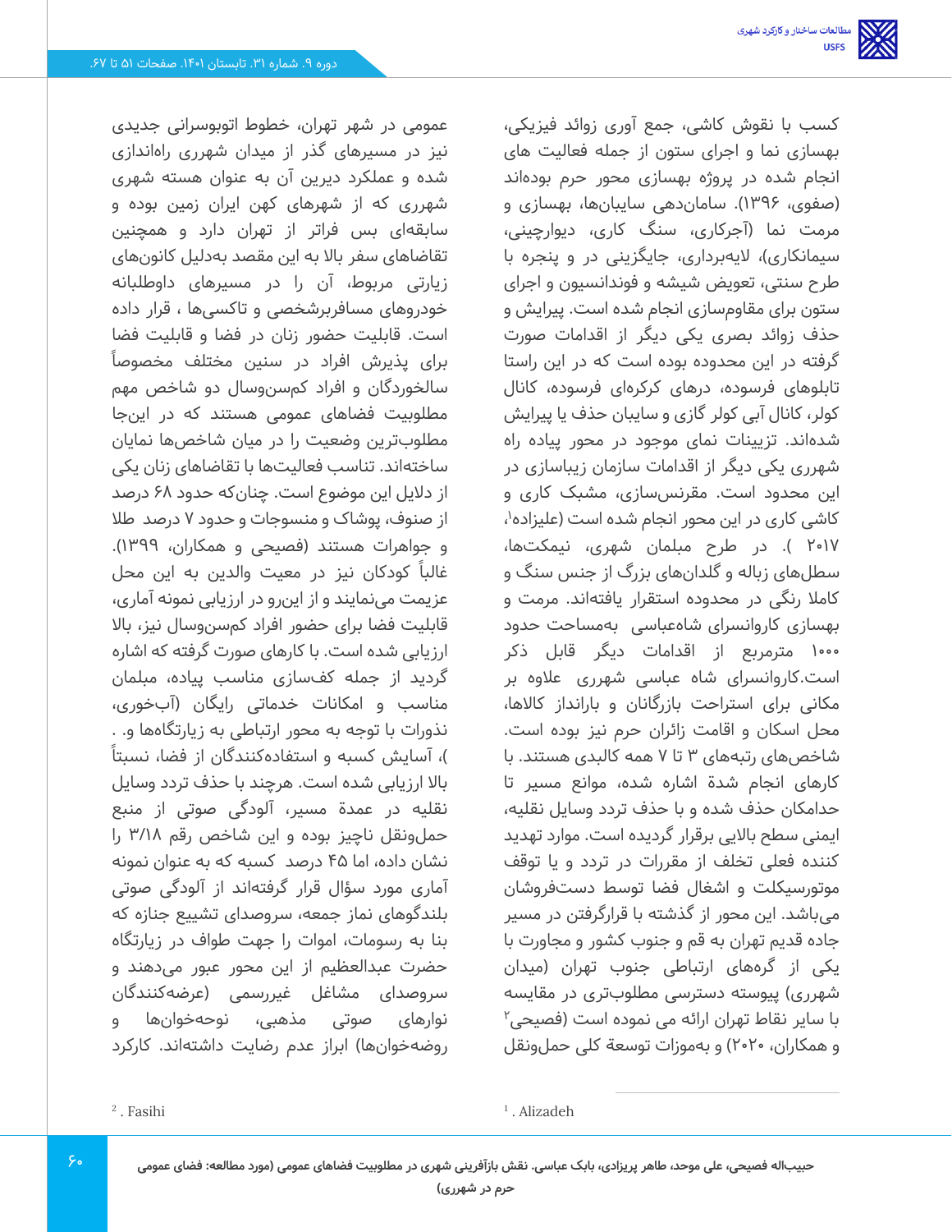کسب با نقوش کاشی، جمع آوری زوائد فیزیکی، بهسازی نما و اجرای ستون از جمله فعالیت های انجام شده در پروژه بهسازی محور حرم بوده‌اند (صفوی، ۱۳۹۶). ساماندهی سایبان‌ها، بهسازی و مرمت نما (آجرکاری، سنگ کاری، دیوارچینی، سیمانکاری)، لایه‌برداری، جایگزینی در و پنجره با طرح سنتی، تعویض شیشه و فوندانسیون و اجرای ستون برای مقاوم‌سازی انجام شده است. پیرایش و حذف زوائد بصری یکی دیگر از اقدامات صورت گرفته در این محدوده بوده است که در این راستا تابلوهای فرسوده، درهای کرکره‌ای فرسوده، کانال کولر، کانال آبی کولر گازی و سایبان حذف یا پیرایش شده‌اند. تزیینات نمای موجود در محور پیاده راه شهری یکی دیگر از اقدامات سازمان زیباسازی در این محدود است. مقرنس‌سازی، مشبک کاری و کاشی کاری در این محور انجام شده است (علیزاده[1]، ۲۰۱۷ ). در طرح مبلمان شهری، نیمکت‌ها، سطل‌های زباله و گلدان‌های بزرگ از جنس سنگ و کاملا رنگی در محدوده استقرار یافته‌اند. مرمت و بهسازی کاروانسرای شاه‌عباسی بمساحت حدود ۱۰۰۰ مترمربع از اقدامات دیگر قابل ذکر است.کاروانسرای شاه عباسی شهرری علاوه بر مکانی برای استراحت بازرگانان و بارانداز کالاها، محل اسکان و اقامت زائران حرم نیز بوده است. شاخص‌های رتبه‌های ۳ تا ۷ همه کالبدی هستند. با کارهای انجام شدة اشاره شده، موانع مسیر تا حدامکان حذف شده و با حذف تردد وسایل نقلیه، ایمنی سطح بالایی برقرار گردیده است. موارد تهدید کننده فعلی تخلف از مقررات در تردد و یا توقف موتورسیکلت و اشغال فضا توسط دستفروشان می‌باشد. این محور از گذشته با قرارگرفتن در مسیر جاده قدیم تهران به قم و جنوب کشور و مجاورت با یکی از گره‌های ارتباطی جنوب تهران (میدان شهرری) پیوسته دسترسی مطلوب‌تری در مقایسه با سایر نقاط تهران ارائه می نموده است (فصیحی[2] و همکاران، ۲۰۲۰) و به‌موزات توسعة کلی حمل‌ونقل عمومی در شهر تهران، خطوط اتوبوسرانی جدیدی نیز در مسیرهای گذر از میدان شهرری راه‌اندازی شده و عملکرد دیرین آن به عنوان هسته شهری شهرری که از شهرهای کهن ایران زمین بوده و سابقه‌ای بس فراتر از تهران دارد و همچنین تقاضاهای سفر بالا به این مقصد به‌دلیل کانون‌های زیارتی مربوط، آن را در مسیرهای داوطلبانه خودروهای مسافربرشخصی و تاکسی‌ها ، قرار داده است. قابلیت حضور زنان در فضا و قابلیت فضا برای پذیرش افراد در سنین مختلف مخصوصاً سالخوردگان و افراد کم‌سن‌وسال دو شاخص مهم مطلوبیت فضاهای عمومی هستند که در این‌جا مطلوب‌ترین وضعیت را در میان شاخص‌ها نمایان ساخته‌اند. تناسب فعالیت‌ها با تقاضاهای زنان یکی از دلایل این موضوع است. چنان‌که حدود ۶۸ درصد از صنوف، پوشاک و منسوجات و حدود ۷ درصد طلا و جواهرات هستند (فصیحی و همکاران، ۱۳۹۹). غالباً کودکان نیز در معیت والدین به این محل عزیمت می‌نمایند و از این‌رو در ارزیابی نمونه آماری، قابلیت فضا برای حضور افراد کم‌سن‌وسال نیز، بالا ارزیابی شده است. با کارهای صورت گرفته که اشاره گردید از جمله کف‌سازی مناسب پیاده، مبلمان مناسب و امکانات خدماتی رایگان (آبخوری، نذورات با توجه به محور ارتباطی به زیارتگاه‌ها و. . )، آسایش کسبه و استفاده‌کنندگان از فضا، نسبتاً بالا ارزیابی شده است. هرچند با حذف تردد وسایل نقلیه در عمدة مسیر، آلودگی صوتی از منبع حمل‌ونقل ناچیز بوده و این شاخص رقم ۳/۱۸ را نشان داده، اما ۴۵ درصد کسبه که به عنوان نمونه آماری مورد سؤال قرار گرفته‌اند از آلودگی صوتی بلندگوهای نماز جمعه، سروصدای تشییع جنازه که بنا به رسومات، اموات را جهت طواف در زیارتگاه حضرت عبدالعظیم از این محور عبور می‌دهند و سروصدای مشاغل غیررسمی (عرضه‌کنندگان نوارهای صوتی مذهبی، نوحه‌خوان‌ها و روضه‌خوان‌ها) ابراز عدم رضایت داشته‌اند. کارکرد

[1] . Alizadeh

[2] . Fasihi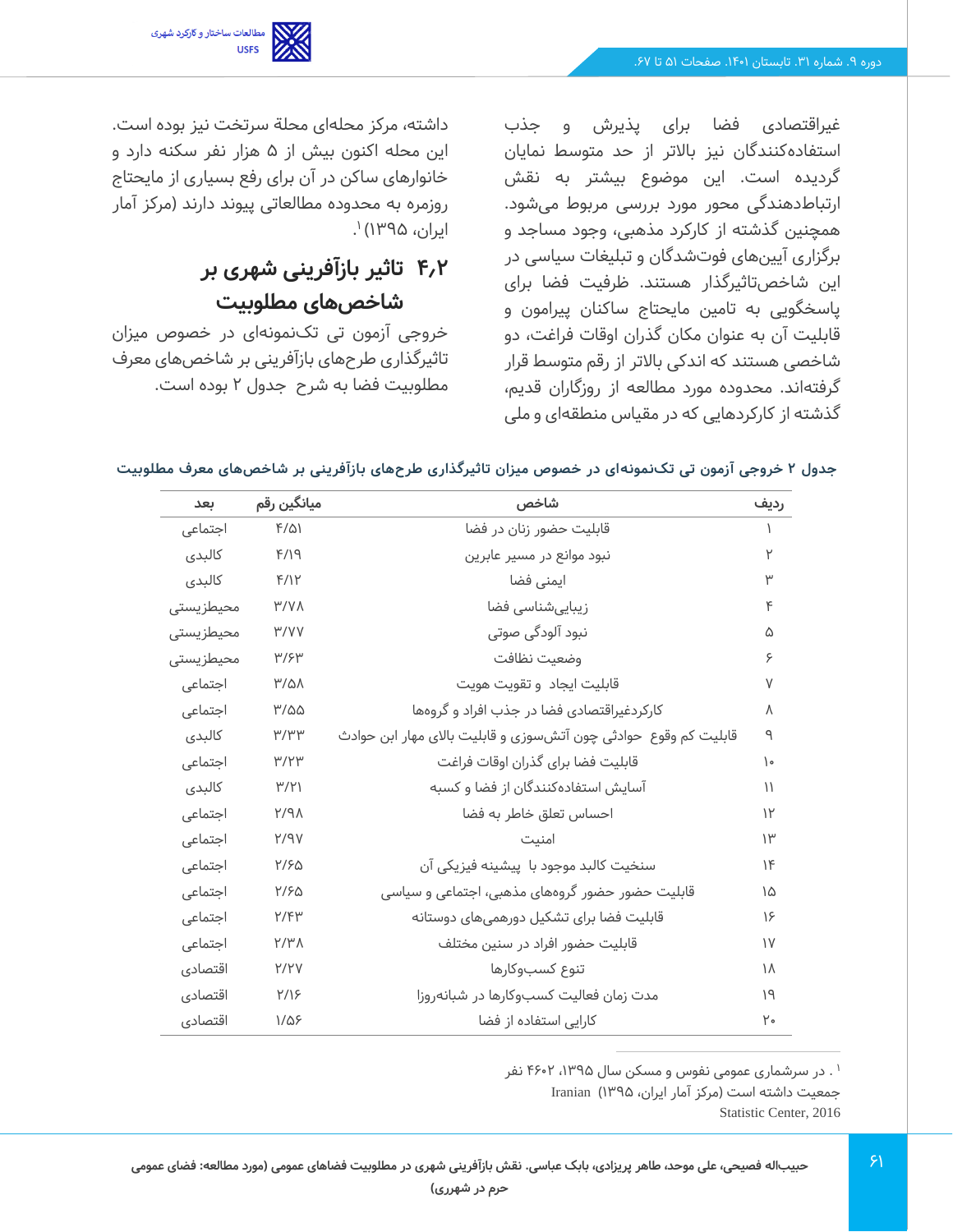غیراقتصادی فضا برای پذیرش و جذب استفاده‌کنندگان نیز بالاتر از حد متوسط نمایان گردیده است. این موضوع بیشتر به نقش ارتباط‌دهندگی محور مورد بررسی مربوط می‌شود. همچنین گذشته از کارکرد مذهبی، وجود مساجد و برگزاری آیین‌های فوت‌شدگان و تبلیغات سیاسی در این شاخص‌تاثیرگذار هستند. ظرفیت فضا برای پاسخگویی به تامین مایحتاج ساکنان پیرامون و قابلیت آن به عنوان مکان گذران اوقات فراغت، دو شاخصی هستند که اندکی بالاتر از رقم متوسط قرار گرفته‌اند. محدوده مورد مطالعه از روزگاران قدیم، گذشته از کارکردهایی که در مقیاس منطقه‌ای و ملی داشته، مرکز محله‌ای محلة سرتخت نیز بوده است. این محله اکنون بیش از ۵ هزار نفر سکنه دارد و خانوارهای ساکن در آن برای رفع بسیاری از مایحتاج روزمره به محدوده مطالعاتی پیوند دارند (مرکز آمار ایران، ۱۳۹۵)[1].

## ۴٫۲ تاثیر بازآفرینی شهری بر شاخص‌های مطلوبیت

خروجی آزمون تی تک‌نمونه‌ای در خصوص میزان تاثیرگذاری طرح‌های بازآفرینی بر شاخص‌های معرف مطلوبیت فضا به شرح جدول ۲ بوده است.

**جدول ۲ خروجی آزمون تی تک‌نمونه‌ای در خصوص میزان تاثیرگذاری طرح‌های بازآفرینی بر شاخص‌های معرف مطلوبیت**

| ردیف | شاخص | میانگین رقم | بعد |
|---|---|---|---|
| ۱ | قابلیت حضور زنان در فضا | ۴/۵۱ | اجتماعی |
| ۲ | نبود موانع در مسیر عابرین | ۴/۱۹ | کالبدی |
| ۳ | ایمنی فضا | ۴/۱۲ | کالبدی |
| ۴ | زیبایی‌شناسی فضا | ۳/۷۸ | محیط‌زیستی |
| ۵ | نبود آلودگی صوتی | ۳/۷۷ | محیط‌زیستی |
| ۶ | وضعیت نظافت | ۳/۶۳ | محیط‌زیستی |
| ۷ | قابلیت ایجاد و تقویت هویت | ۳/۵۸ | اجتماعی |
| ۸ | کارکردغیراقتصادی فضا در جذب افراد و گروه‌ها | ۳/۵۵ | اجتماعی |
| ۹ | قابلیت کم وقوع حوادثی چون آتش‌سوزی و قابلیت بالای مهار این حوادث | ۳/۳۳ | کالبدی |
| ۱۰ | قابلیت فضا برای گذران اوقات فراغت | ۳/۲۳ | اجتماعی |
| ۱۱ | آسایش استفاده‌کنندگان از فضا و کسبه | ۳/۲۱ | کالبدی |
| ۱۲ | احساس تعلق خاطر به فضا | ۲/۹۸ | اجتماعی |
| ۱۳ | امنیت | ۲/۹۷ | اجتماعی |
| ۱۴ | سنخیت کالبد موجود با پیشینه فیزیکی آن | ۲/۶۵ | اجتماعی |
| ۱۵ | قابلیت حضور حضور گروه‌های مذهبی، اجتماعی و سیاسی | ۲/۶۵ | اجتماعی |
| ۱۶ | قابلیت فضا برای تشکیل دورهمی‌های دوستانه | ۲/۴۳ | اجتماعی |
| ۱۷ | قابلیت حضور افراد در سنین مختلف | ۲/۳۸ | اجتماعی |
| ۱۸ | تنوع کسب‌وکارها | ۲/۲۷ | اقتصادی |
| ۱۹ | مدت زمان فعالیت کسب‌وکارها در شبانه‌روزا | ۲/۱۶ | اقتصادی |
| ۲۰ | کارایی استفاده از فضا | ۱/۵۶ | اقتصادی |

[1] . در سرشماری عمومی نفوس و مسکن سال ۱۳۹۵، ۴۶۰۲ نفر جمعیت داشته است (مرکز آمار ایران، ۱۳۹۵) Iranian Statistic Center, 2016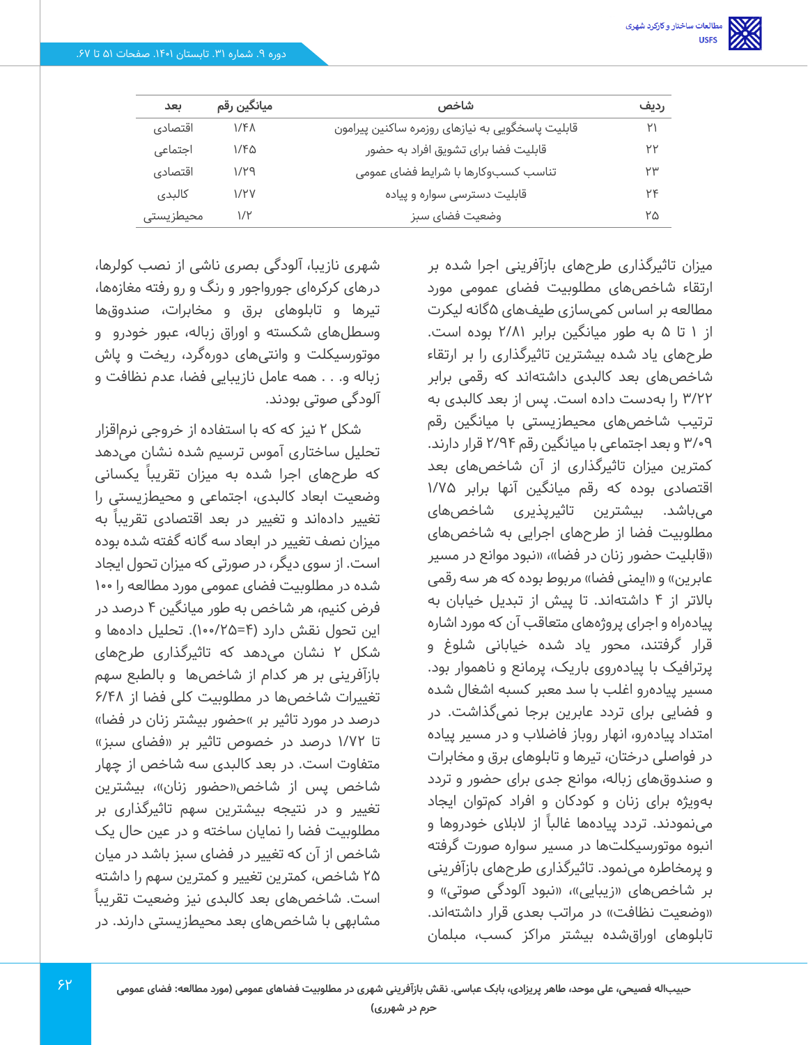| ردیف | شاخص | میانگین رقم | بعد |
| --- | --- | --- | --- |
| ۲۱ | قابلیت پاسخگویی به نیازهای روزمره ساکنین پیرامون | ۱/۴۸ | اقتصادی |
| ۲۲ | قابلیت فضا برای تشویق افراد به حضور | ۱/۴۵ | اجتماعی |
| ۲۳ | تناسب کسب‌وکارها با شرایط فضای عمومی | ۱/۲۹ | اقتصادی |
| ۲۴ | قابلیت دسترسی سواره و پیاده | ۱/۲۷ | کالبدی |
| ۲۵ | وضعیت فضای سبز | ۱/۲ | محیطزیستی |

میزان تاثیرگذاری طرح‌های بازآفرینی اجرا شده بر ارتقاء شاخص‌های مطلوبیت فضای عمومی مورد مطالعه بر اساس کمی‌سازی طیف‌های ۵گانه لیکرت از ۱ تا ۵ به طور میانگین برابر ۲/۸۱ بوده است. طرح‌های یاد شده بیشترین تاثیرگذاری را بر ارتقاء شاخص‌های بعد کالبدی داشته‌اند که رقمی برابر ۳/۲۲ را به‌دست داده است. پس از بعد کالبدی به ترتیب شاخص‌های محیطزیستی با میانگین رقم ۳/۰۹ و بعد اجتماعی با میانگین رقم ۲/۹۴ قرار دارند. کمترین میزان تاثیرگذاری از آن شاخص‌های بعد اقتصادی بوده که رقم میانگین آنها برابر ۱/۷۵ می‌باشد. بیشترین تاثیرپذیری شاخص‌های مطلوبیت فضا از طرح‌های اجرایی به شاخص‌های «قابلیت حضور زنان در فضا»، «نبود موانع در مسیر عابرین» و «ایمنی فضا» مربوط بوده که هر سه رقمی بالاتر از ۴ داشته‌اند. تا پیش از تبدیل خیابان به پیاده‌راه و اجرای پروژه‌های متعاقب آن که مورد اشاره قرار گرفتند، محور یاد شده خیابانی شلوغ و پرترافیک با پیاده‌روی باریک، پرمانع و ناهموار بود. مسیر پیاده‌رو اغلب با سد معبر کسبه اشغال شده و فضایی برای تردد عابرین برجا نمی‌گذاشت. در امتداد پیاده‌رو، انهار روباز فاضلاب و در مسیر پیاده در فواصلی درختان، تیرها و تابلوهای برق و مخابرات و صندوق‌های زباله، موانع جدی برای حضور و تردد به‌ویژه برای زنان و کودکان و افراد کم‌توان ایجاد می‌نمودند. تردد پیاده‌ها غالباً از لابلای خودروها و انبوه موتورسیکلت‌ها در مسیر سواره صورت گرفته و پرمخاطره می‌نمود. تاثیرگذاری طرح‌های بازآفرینی بر شاخص‌های «زیبایی»، «نبود آلودگی صوتی» و «وضعیت نظافت» در مراتب بعدی قرار داشته‌اند. تابلوهای اوراق‌شده بیشتر مراکز کسب، مبلمان شهری نازیبا، آلودگی بصری ناشی از نصب کولرها، درهای کرکرای جورواجور و رنگ و رو رفته مغازه‌ها، تیرها و تابلوهای برق و مخابرات، صندوق‌ها وسطل‌های شکسته و اوراق زباله، عبور خودرو و موتورسیکلت و وانتی‌های دوره‌گرد، ریخت و پاش زباله و. . . همه عامل نازیبایی فضا، عدم نظافت و آلودگی صوتی بودند.

شکل ۲ نیز که با استفاده از خروجی نرم‌افزار تحلیل ساختاری آموس ترسیم شده نشان می‌دهد که طرح‌های اجرا شده به میزان تقریباً یکسانی وضعیت ابعاد کالبدی، اجتماعی و محیطزیستی را تغییر داده‌اند و تغییر در بعد اقتصادی تقریباً به میزان نصف تغییر در ابعاد سه گانه گفته شده بوده است. از سوی دیگر، در صورتی که میزان تحول ایجاد شده در مطلوبیت فضای عمومی مورد مطالعه را ۱۰۰ فرض کنیم، هر شاخص به طور میانگین ۴ درصد در این تحول نقش دارد (۴=۱۰۰/۲۵). تحلیل داده‌ها و شکل ۲ نشان می‌دهد که تاثیرگذاری طرح‌های بازآفرینی بر هر کدام از شاخص‌ها و بالطبع سهم تغییرات شاخص‌ها در مطلوبیت کلی فضا از ۶/۴۸ درصد در مورد تاثیر بر «حضور بیشتر زنان در فضا» تا ۱/۷۲ درصد در خصوص تاثیر بر «فضای سبز» متفاوت است. در بعد کالبدی سه شاخص از چهار شاخص پس از شاخص«حضور زنان»، بیشترین تغییر و در نتیجه بیشترین سهم تاثیرگذاری بر مطلوبیت فضا را نمایان ساخته و در عین حال یک شاخص از آن که تغییر در فضای سبز باشد در میان ۲۵ شاخص، کمترین تغییر و کمترین سهم را داشته است. شاخص‌های بعد کالبدی نیز وضعیت تقریباً مشابهی با شاخص‌های بعد محیطزیستی دارند. در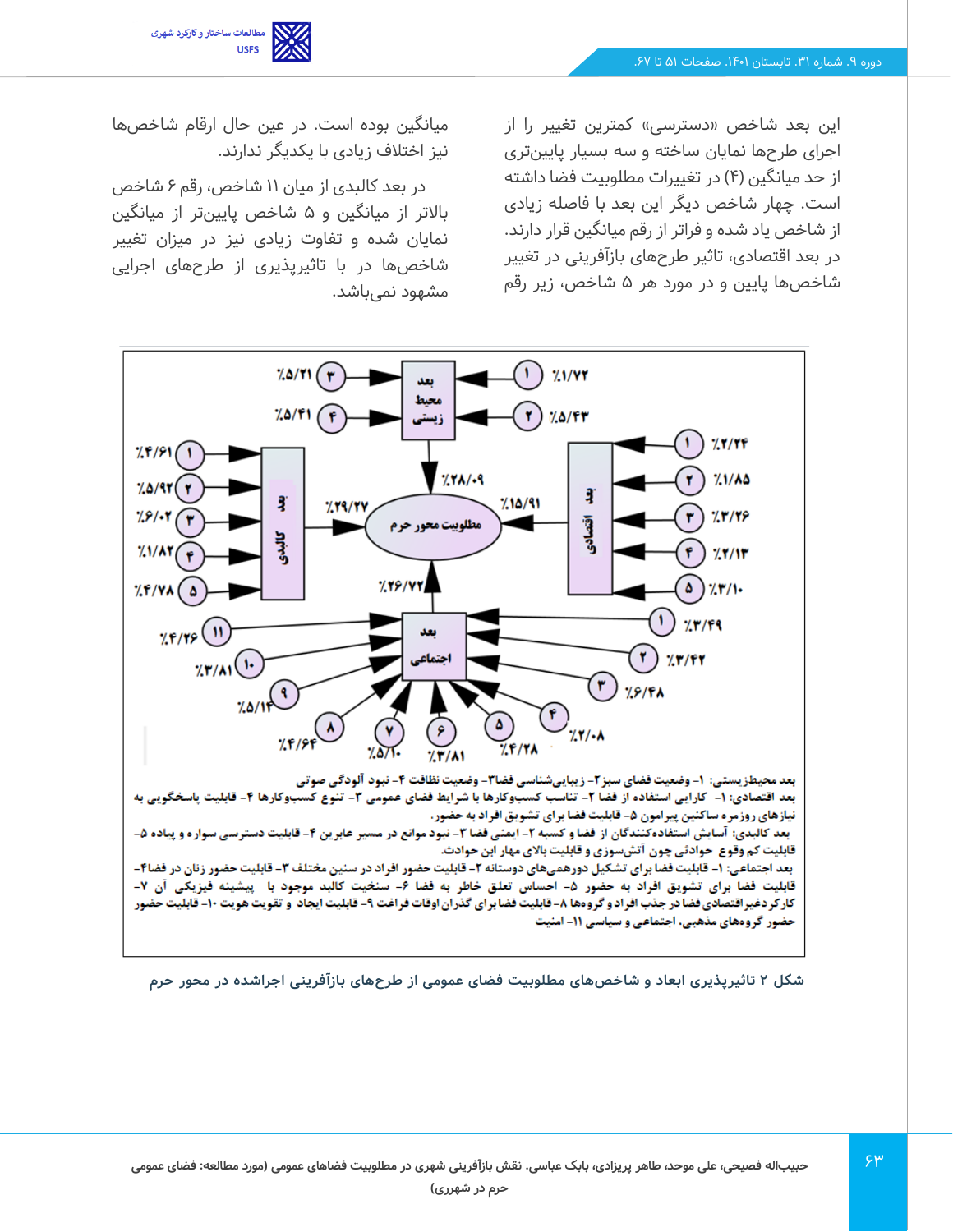این بعد شاخص «دسترسی» کمترین تغییر را از اجرای طرح‌ها نمایان ساخته و سه بسیار پایین‌تری از حد میانگین (۴) در تغییرات مطلوبیت فضا داشته است. چهار شاخص دیگر این بعد با فاصله زیادی از شاخص یاد شده و فراتر از رقم میانگین قرار دارند. در بعد اقتصادی، تاثیر طرح‌های بازآفرینی در تغییر شاخص‌ها پایین و در مورد هر ۵ شاخص، زیر رقم میانگین بوده است. در عین حال ارقام شاخص‌ها نیز اختلاف زیادی با یکدیگر ندارند.

در بعد کالبدی از میان ۱۱ شاخص، رقم ۶ شاخص بالاتر از میانگین و ۵ شاخص پایین‌تر از میانگین نمایان شده و تفاوت زیادی نیز در میزان تغییر شاخص‌ها در با تاثیرپذیری از طرح‌های اجرایی مشهود نمی‌باشد.

بعد محیط‌زیستی: ۱- وضعیت فضای سبز۲- زیبایی‌شناسی فضا۳- وضعیت نظافت ۴- نبود آلودگی صوتی
بعد اقتصادی: ۱- کارایی استفاده از فضا ۲- تناسب کسب‌وکارها با شرایط فضای عمومی ۳- تنوع کسب‌وکارها ۴- قابلیت پاسخگویی به نیازهای روزمره ساکنین پیرامون ۵- قابلیت فضا برای تشویق افراد به حضور.
بعد کالبدی: آسایش استفاده‌کنندگان از فضا و کسبه ۲- ایمنی فضا ۳- نبود موانع در مسیر عابرین ۴- قابلیت دسترسی سواره و پیاده ۵- قابلیت کم وقوع حوادثی چون آتش‌سوزی و قابلیت بالای مهار این حوادث.
بعد اجتماعی: ۱- قابلیت فضا برای تشکیل دورهمی‌های دوستانه ۲- قابلیت حضور افراد در سنین مختلف ۳- قابلیت حضور زنان در فضا۴- قابلیت فضا برای تشویق افراد به حضور ۵- احساس تعلق خاطر به فضا ۶- سنخیت کالبد موجود با پیشینه فیزیکی آن ۷- کارکرد غیراقتصادی فضا در جذب افراد و گروه‌ها ۸- قابلیت فضا برای گذران اوقات فراغت ۹- قابلیت ایجاد و تقویت هویت ۱۰- قابلیت حضور گروه‌های مذهبی، اجتماعی و سیاسی ۱۱- امنیت

شکل ۲ تاثیرپذیری ابعاد و شاخص‌های مطلوبیت فضای عمومی از طرح‌های بازآفرینی اجراشده در محور حرم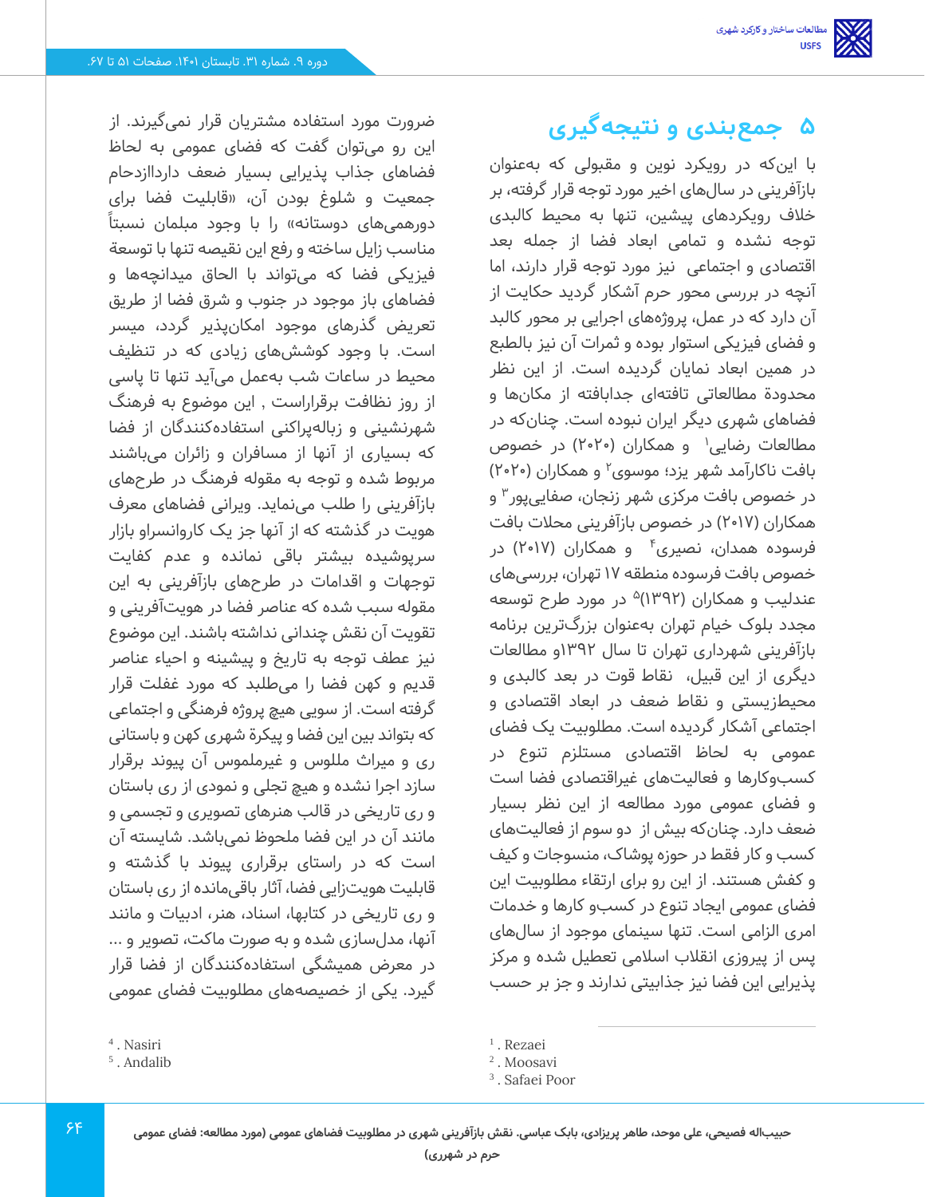## ۵ جمع‌بندی و نتیجه‌گیری

با این‌که در رویکرد نوین و مقبولی که به‌عنوان بازآفرینی در سال‌های اخیر مورد توجه قرار گرفته، بر خلاف رویکردهای پیشین، تنها به محیط کالبدی توجه نشده و تمامی ابعاد فضا از جمله بعد اقتصادی و اجتماعی نیز مورد توجه قرار دارند، اما آنچه در بررسی محور حرم آشکار گردید حکایت از آن دارد که در عمل، پروژه‌های اجرایی بر محور کالبد و فضای فیزیکی استوار بوده و ثمرات آن نیز بالطبع در همین ابعاد نمایان گردیده است. از این نظر محدودهٔ مطالعاتی تافته‌ای جدابافته از مکان‌ها و فضاهای شهری دیگر ایران نبوده است. چنان‌که در مطالعات رضایی[1] و همکاران (۲۰۲۰) در خصوص بافت ناکارآمد شهر یزد؛ موسوی[2] و همکاران (۲۰۲۰) در خصوص بافت مرکزی شهر زنجان، صفایی‌پور[3] و همکاران (۲۰۱۷) در خصوص بازآفرینی محلات بافت فرسوده همدان، نصیری[4] و همکاران (۲۰۱۷) در خصوص بافت فرسوده منطقه ۱۷ تهران، بررسی‌های عندلیب و همکاران (۱۳۹۲)[5] در مورد طرح توسعه مجدد بلوک خیام تهران به‌عنوان بزرگ‌ترین برنامه بازآفرینی شهرداری تهران تا سال ۱۳۹۲و مطالعات دیگری از این قبیل، نقاط قوت در بعد کالبدی و محیط‌زیستی و نقاط ضعف در ابعاد اقتصادی و اجتماعی آشکار گردیده است. مطلوبیت یک فضای عمومی به لحاظ اقتصادی مستلزم تنوع در کسب‌وکارها و فعالیت‌های غیراقتصادی فضا است و فضای عمومی مورد مطالعه از این نظر بسیار ضعف دارد. چنان‌که بیش از دو سوم از فعالیت‌های کسب و کار فقط در حوزه پوشاک، منسوجات و کیف و کفش هستند. از این رو برای ارتقاء مطلوبیت این فضای عمومی ایجاد تنوع در کسب‌و کارها و خدمات امری الزامی است. تنها سینمای موجود از سال‌های پس از پیروزی انقلاب اسلامی تعطیل شده و مرکز پذیرایی این فضا نیز جذابیتی ندارند و جز بر حسب ضرورت مورد استفاده مشتریان قرار نمی‌گیرند. از این رو می‌توان گفت که فضای عمومی به لحاظ فضاهای جاذب پذیرایی بسیار ضعف دارداازدحام جمعیت و شلوغ بودن آن، «قابلیت فضا برای دورهمی‌های دوستانه» را با وجود مبلمان نسبتاً مناسب زایل ساخته و رفع این نقیصه تنها با توسعة فیزیکی فضا که می‌تواند با الحاق میدانچه‌ها و فضاهای باز موجود در جنوب و شرق فضا از طریق تعریض گذرهای موجود امکان‌پذیر گردد، میسر است. با وجود کوشش‌های زیادی که در تنظیف محیط در ساعات شب به‌عمل می‌آید تنها تا پاسی از روز نظافت برقراراست , این موضوع به فرهنگ شهرنشینی و زباله‌پراکنی استفاده‌کنندگان از فضا که بسیاری از آنها از مسافران و زائران می‌باشند مربوط شده و توجه به مقوله فرهنگ در طرح‌های بازآفرینی را طلب می‌نماید. ویرانی فضاهای معرف هویت در گذشته که از آنها جز یک کاروانسراو بازار سرپوشیده بیشتر باقی نمانده و عدم کفایت توجهات و اقدامات در طرح‌های بازآفرینی به این مقوله سبب شده که عناصر فضا در هویت‌آفرینی و تقویت آن نقش چندانی نداشته باشند. این موضوع نیز عطف توجه به تاریخ و پیشینه و احیاء عناصر قدیم و کهن فضا را می‌طلبد که مورد غفلت قرار گرفته است. از سویی هیچ پروژه فرهنگی و اجتماعی که بتواند بین این فضا و پیکرهٔ شهری کهن و باستانی ری و میراث مللوس و غیرملموس آن پیوند برقرار سازد اجرا نشده و هیچ تجلی و نمودی از ری باستان و ری تاریخی در قالب هنرهای تصویری و تجسمی و مانند آن در این فضا ملحوظ نمی‌باشد. شایسته آن است که در راستای برقراری پیوند با گذشته و قابلیت هویت‌زایی فضا، آثار باقی‌مانده از ری باستان و ری تاریخی در کتابها، اسناد، هنر، ادبیات و مانند آنها، مدل‌سازی شده و به صورت ماکت، تصویر و ... در معرض همیشگی استفاده‌کنندگان از فضا قرار گیرد. یکی از خصیصه‌های مطلوبیت فضای عمومی

[1]. Rezaei
[2]. Moosavi
[3]. Safaei Poor
[4]. Nasiri
[5]. Andalib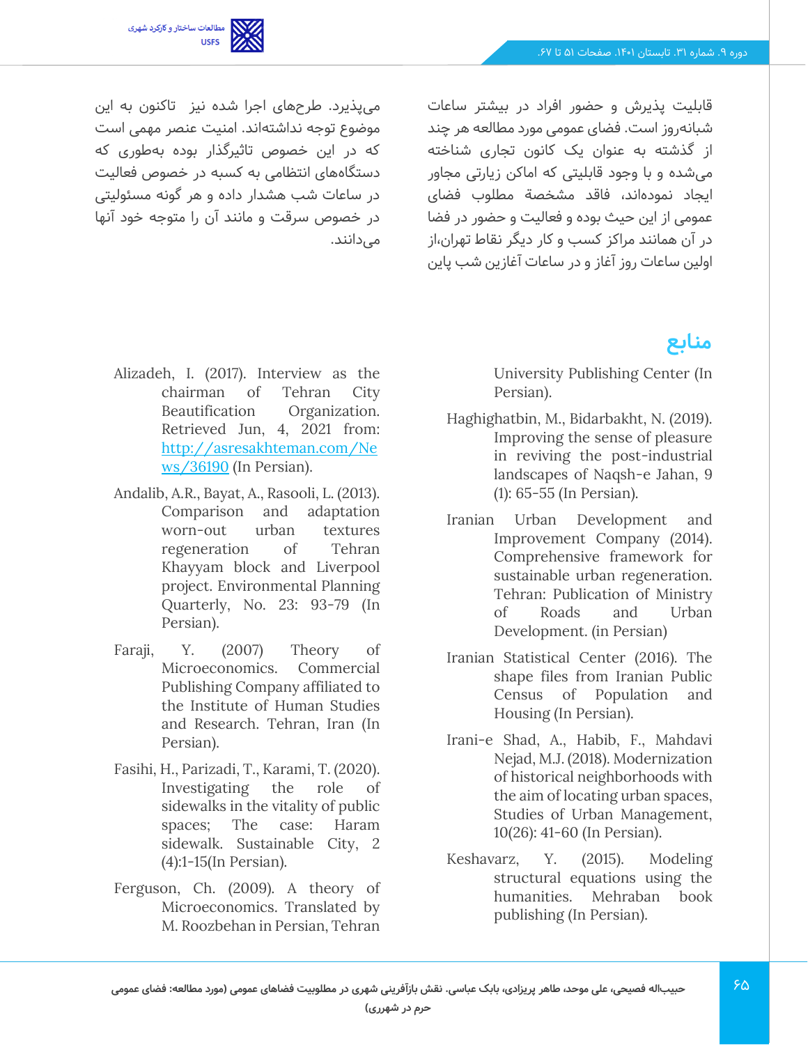قابلیت پذیرش و حضور افراد در بیشتر ساعات شبانه‌روز است. فضای عمومی مورد مطالعه هر چند از گذشته به عنوان یک کانون تجاری شناخته می‌شده و با وجود قابلیتی که اماکن زیارتی مجاور ایجاد نموده‌اند، فاقد مشخصة مطلوب فضای عمومی از این حیث بوده و فعالیت و حضور در فضا در آن همانند مراکز کسب و کار دیگر نقاط تهران،از اولین ساعات روز آغاز و در ساعات آغازین شب پاین می‌پذیرد. طرح‌های اجرا شده نیز  تاکنون به این موضوع توجه نداشته‌اند. امنیت عنصر مهمی است که در این خصوص تاثیرگذار بوده به‌طوری که دستگاه‌های انتظامی به کسبه در خصوص فعالیت در ساعات شب هشدار داده و هر گونه مسئولیتی در خصوص سرقت و مانند آن را متوجه خود آنها می‌دانند.

## منابع

University Publishing Center (In Persian).

Haghighatbin, M., Bidarbakht, N. (2019). Improving the sense of pleasure in reviving the post-industrial landscapes of Naqsh-e Jahan, 9 (1): 65-55 (In Persian).

Iranian Urban Development and Improvement Company (2014). Comprehensive framework for sustainable urban regeneration. Tehran: Publication of Ministry of Roads and Urban Development. (in Persian)

Iranian Statistical Center (2016). The shape files from Iranian Public Census of Population and Housing (In Persian).

Irani-e Shad, A., Habib, F., Mahdavi Nejad, M.J. (2018). Modernization of historical neighborhoods with the aim of locating urban spaces, Studies of Urban Management, 10(26): 41-60 (In Persian).

Keshavarz, Y. (2015). Modeling structural equations using the humanities. Mehraban book publishing (In Persian).

Alizadeh, I. (2017). Interview as the chairman of Tehran City Beautification Organization. Retrieved Jun, 4, 2021 from: http://asresakhteman.com/News/36190 (In Persian).

Andalib, A.R., Bayat, A., Rasooli, L. (2013). Comparison and adaptation worn-out urban textures regeneration of Tehran Khayyam block and Liverpool project. Environmental Planning Quarterly, No. 23: 93-79 (In Persian).

Faraji, Y. (2007) Theory of Microeconomics. Commercial Publishing Company affiliated to the Institute of Human Studies and Research. Tehran, Iran (In Persian).

Fasihi, H., Parizadi, T., Karami, T. (2020). Investigating the role of sidewalks in the vitality of public spaces; The case: Haram sidewalk. Sustainable City, 2 (4):1-15(In Persian).

Ferguson, Ch. (2009). A theory of Microeconomics. Translated by M. Roozbehan in Persian, Tehran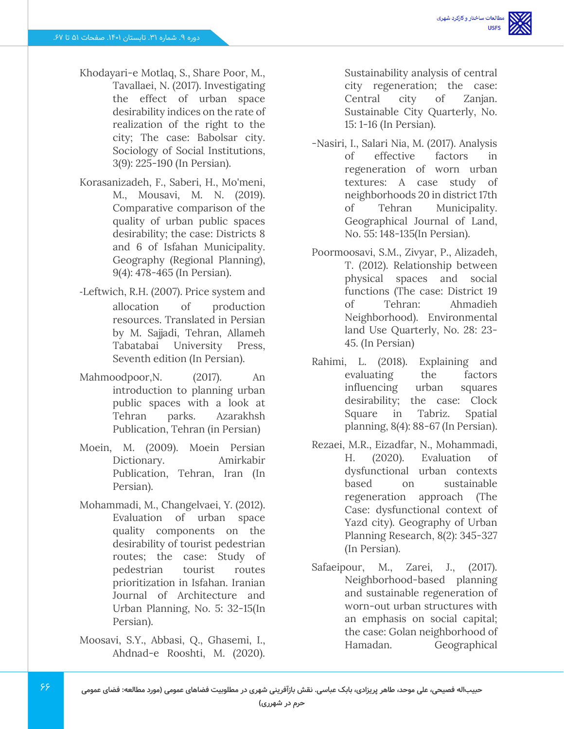Khodayari-e Motlaq, S., Share Poor, M., Tavallaei, N. (2017). Investigating the effect of urban space desirability indices on the rate of realization of the right to the city; The case: Babolsar city. Sociology of Social Institutions, 3(9): 225-190 (In Persian).

Korasanizadeh, F., Saberi, H., Mo'meni, M., Mousavi, M. N. (2019). Comparative comparison of the quality of urban public spaces desirability; the case: Districts 8 and 6 of Isfahan Municipality. Geography (Regional Planning), 9(4): 478-465 (In Persian).

-Leftwich, R.H. (2007). Price system and allocation of production resources. Translated in Persian by M. Sajjadi, Tehran, Allameh Tabatabai University Press, Seventh edition (In Persian).

Mahmoodpoor,N. (2017). An introduction to planning urban public spaces with a look at Tehran parks. Azarakhsh Publication, Tehran (in Persian)

Moein, M. (2009). Moein Persian Dictionary. Amirkabir Publication, Tehran, Iran (In Persian).

Mohammadi, M., Changelvaei, Y. (2012). Evaluation of urban space quality components on the desirability of tourist pedestrian routes; the case: Study of pedestrian tourist routes prioritization in Isfahan. Iranian Journal of Architecture and Urban Planning, No. 5: 32-15(In Persian).

Moosavi, S.Y., Abbasi, Q., Ghasemi, I., Ahdnad-e Rooshti, M. (2020). Sustainability analysis of central city regeneration; the case: Central city of Zanjan. Sustainable City Quarterly, No. 15: 1-16 (In Persian).

-Nasiri, I., Salari Nia, M. (2017). Analysis of effective factors in regeneration of worn urban textures: A case study of neighborhoods 20 in district 17th of Tehran Municipality. Geographical Journal of Land, No. 55: 148-135(In Persian).

Poormoosavi, S.M., Zivyar, P., Alizadeh, T. (2012). Relationship between physical spaces and social functions (The case: District 19 of Tehran: Ahmadieh Neighborhood). Environmental land Use Quarterly, No. 28: 23-45. (In Persian)

Rahimi, L. (2018). Explaining and evaluating the factors influencing urban squares desirability; the case: Clock Square in Tabriz. Spatial planning, 8(4): 88-67 (In Persian).

Rezaei, M.R., Eizadfar, N., Mohammadi, H. (2020). Evaluation of dysfunctional urban contexts based on sustainable regeneration approach (The Case: dysfunctional context of Yazd city). Geography of Urban Planning Research, 8(2): 345-327 (In Persian).

Safaeipour, M., Zarei, J., (2017). Neighborhood-based planning and sustainable regeneration of worn-out urban structures with an emphasis on social capital; the case: Golan neighborhood of Hamadan. Geographical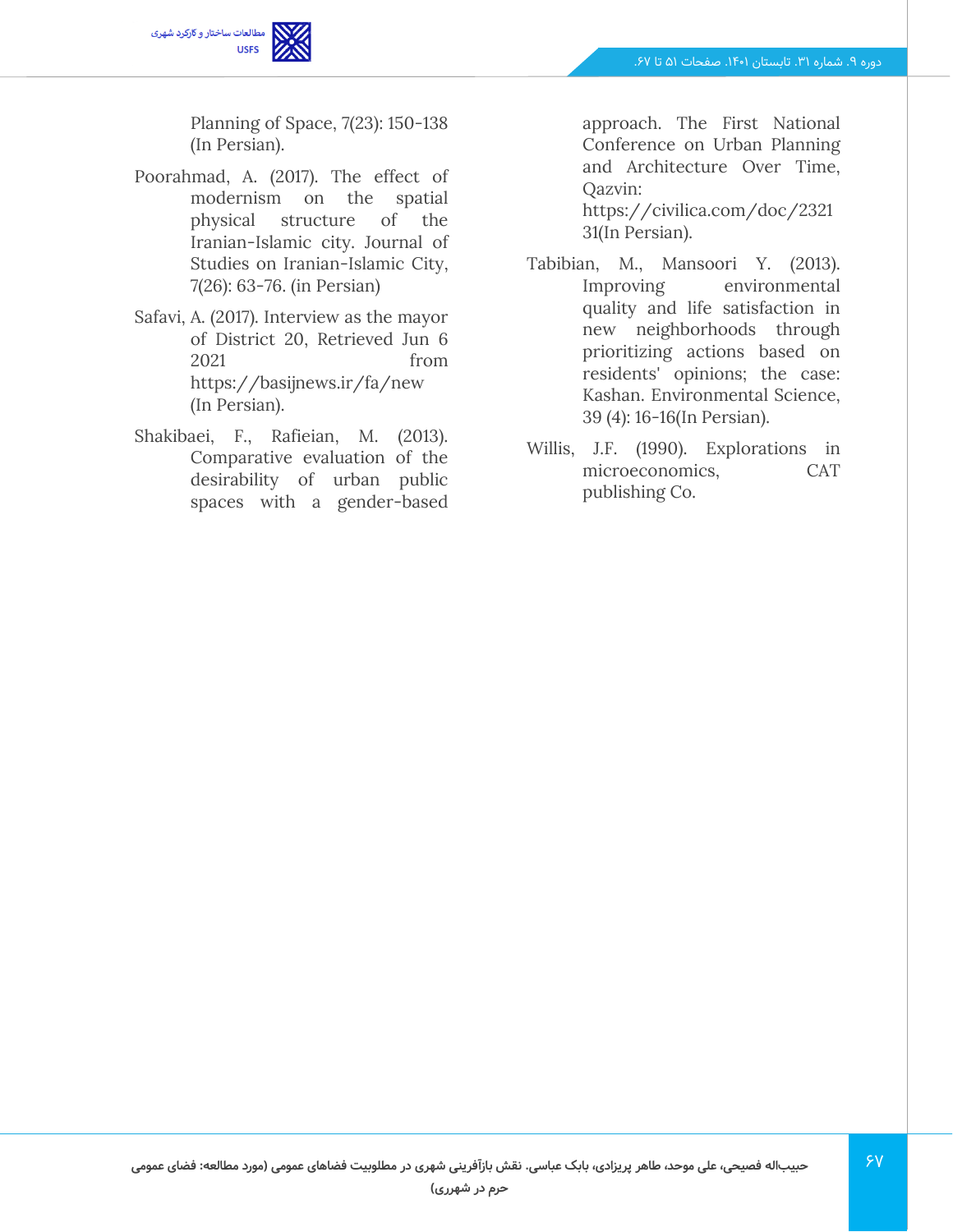Planning of Space, 7(23): 150-138 (In Persian).

Poorahmad, A. (2017). The effect of modernism on the spatial physical structure of the Iranian-Islamic city. Journal of Studies on Iranian-Islamic City, 7(26): 63-76. (in Persian)

Safavi, A. (2017). Interview as the mayor of District 20, Retrieved Jun 6 2021 from https://basijnews.ir/fa/new (In Persian).

Shakibaei, F., Rafieian, M. (2013). Comparative evaluation of the desirability of urban public spaces with a gender-based approach. The First National Conference on Urban Planning and Architecture Over Time, Qazvin: https://civilica.com/doc/232131(In Persian).

Tabibian, M., Mansoori Y. (2013). Improving environmental quality and life satisfaction in new neighborhoods through prioritizing actions based on residents' opinions; the case: Kashan. Environmental Science, 39 (4): 16-16(In Persian).

Willis, J.F. (1990). Explorations in microeconomics, CAT publishing Co.